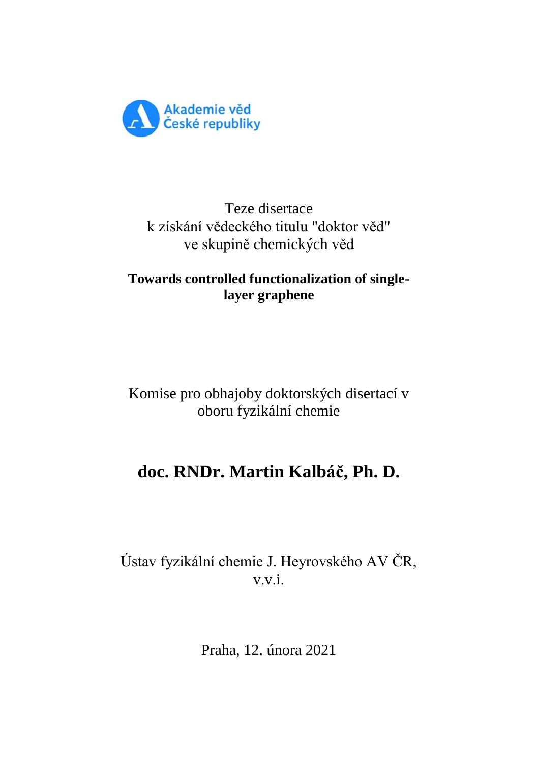Akademie věd České republiky

Teze disertace
k získání vědeckého titulu "doktor věd"
ve skupině chemických věd

**Towards controlled functionalization of single-layer graphene**

Komise pro obhajoby doktorských disertací v oboru fyzikální chemie

# doc. RNDr. Martin Kalbáč, Ph. D.

Ústav fyzikální chemie J. Heyrovského AV ČR, v.v.i.

Praha, 12. února 2021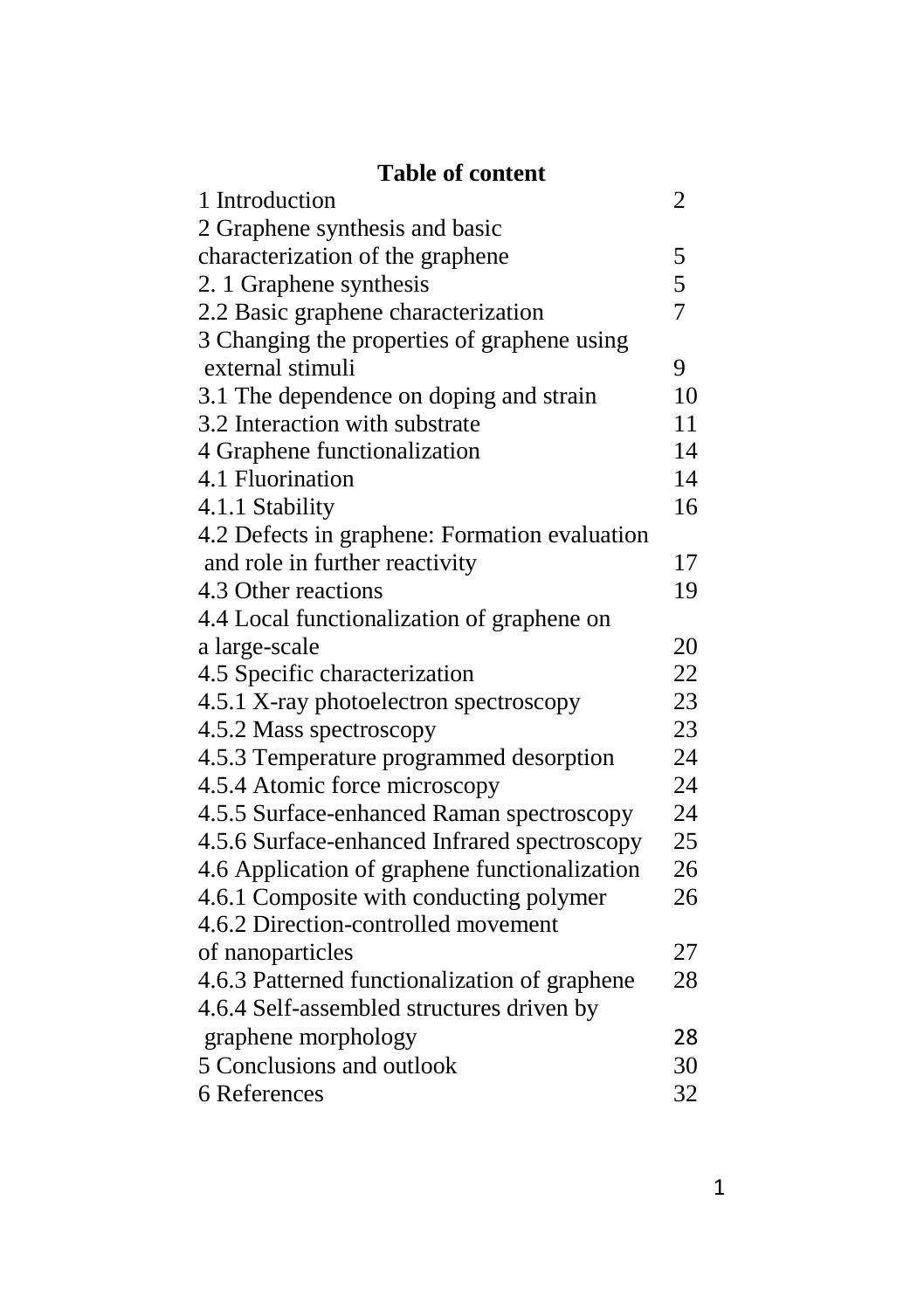**Table of content**

| | |
|---|---|
| 1 Introduction | 2 |
| 2 Graphene synthesis and basic characterization of the graphene | 5 |
| 2. 1 Graphene synthesis | 5 |
| 2.2 Basic graphene characterization | 7 |
| 3 Changing the properties of graphene using external stimuli | 9 |
| 3.1 The dependence on doping and strain | 10 |
| 3.2 Interaction with substrate | 11 |
| 4 Graphene functionalization | 14 |
| 4.1 Fluorination | 14 |
| 4.1.1 Stability | 16 |
| 4.2 Defects in graphene: Formation evaluation and role in further reactivity | 17 |
| 4.3 Other reactions | 19 |
| 4.4 Local functionalization of graphene on a large-scale | 20 |
| 4.5 Specific characterization | 22 |
| 4.5.1 X-ray photoelectron spectroscopy | 23 |
| 4.5.2 Mass spectroscopy | 23 |
| 4.5.3 Temperature programmed desorption | 24 |
| 4.5.4 Atomic force microscopy | 24 |
| 4.5.5 Surface-enhanced Raman spectroscopy | 24 |
| 4.5.6 Surface-enhanced Infrared spectroscopy | 25 |
| 4.6 Application of graphene functionalization | 26 |
| 4.6.1 Composite with conducting polymer | 26 |
| 4.6.2 Direction-controlled movement of nanoparticles | 27 |
| 4.6.3 Patterned functionalization of graphene | 28 |
| 4.6.4 Self-assembled structures driven by graphene morphology | 28 |
| 5 Conclusions and outlook | 30 |
| 6 References | 32 |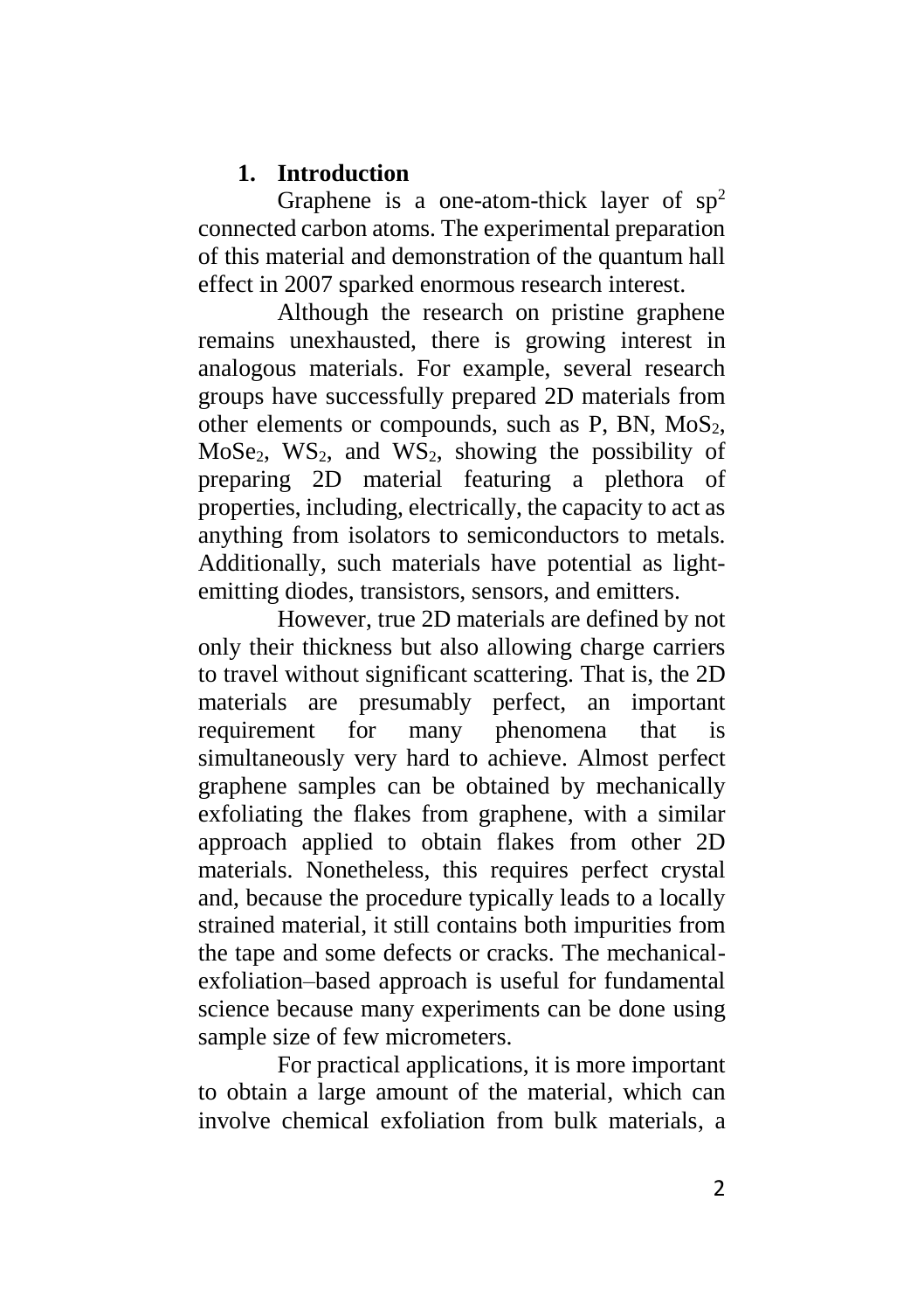## 1. Introduction

Graphene is a one-atom-thick layer of $sp^2$ connected carbon atoms. The experimental preparation of this material and demonstration of the quantum hall effect in 2007 sparked enormous research interest.

Although the research on pristine graphene remains unexhausted, there is growing interest in analogous materials. For example, several research groups have successfully prepared 2D materials from other elements or compounds, such as P, BN, $MoS_2$, $MoSe_2$, $WS_2$, and $WS_2$, showing the possibility of preparing 2D material featuring a plethora of properties, including, electrically, the capacity to act as anything from isolators to semiconductors to metals. Additionally, such materials have potential as light-emitting diodes, transistors, sensors, and emitters.

However, true 2D materials are defined by not only their thickness but also allowing charge carriers to travel without significant scattering. That is, the 2D materials are presumably perfect, an important requirement for many phenomena that is simultaneously very hard to achieve. Almost perfect graphene samples can be obtained by mechanically exfoliating the flakes from graphene, with a similar approach applied to obtain flakes from other 2D materials. Nonetheless, this requires perfect crystal and, because the procedure typically leads to a locally strained material, it still contains both impurities from the tape and some defects or cracks. The mechanical-exfoliation–based approach is useful for fundamental science because many experiments can be done using sample size of few micrometers.

For practical applications, it is more important to obtain a large amount of the material, which can involve chemical exfoliation from bulk materials, a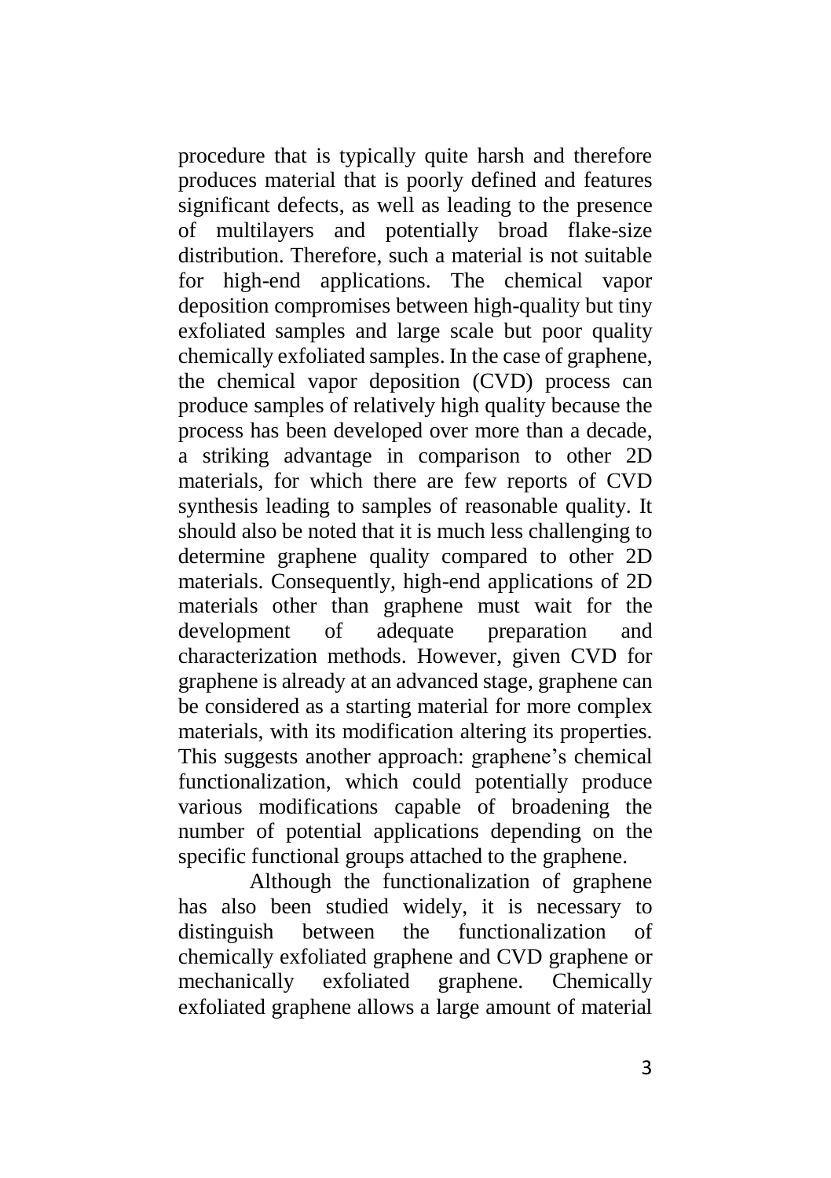procedure that is typically quite harsh and therefore produces material that is poorly defined and features significant defects, as well as leading to the presence of multilayers and potentially broad flake-size distribution. Therefore, such a material is not suitable for high-end applications. The chemical vapor deposition compromises between high-quality but tiny exfoliated samples and large scale but poor quality chemically exfoliated samples. In the case of graphene, the chemical vapor deposition (CVD) process can produce samples of relatively high quality because the process has been developed over more than a decade, a striking advantage in comparison to other 2D materials, for which there are few reports of CVD synthesis leading to samples of reasonable quality. It should also be noted that it is much less challenging to determine graphene quality compared to other 2D materials. Consequently, high-end applications of 2D materials other than graphene must wait for the development of adequate preparation and characterization methods. However, given CVD for graphene is already at an advanced stage, graphene can be considered as a starting material for more complex materials, with its modification altering its properties. This suggests another approach: graphene's chemical functionalization, which could potentially produce various modifications capable of broadening the number of potential applications depending on the specific functional groups attached to the graphene.

Although the functionalization of graphene has also been studied widely, it is necessary to distinguish between the functionalization of chemically exfoliated graphene and CVD graphene or mechanically exfoliated graphene. Chemically exfoliated graphene allows a large amount of material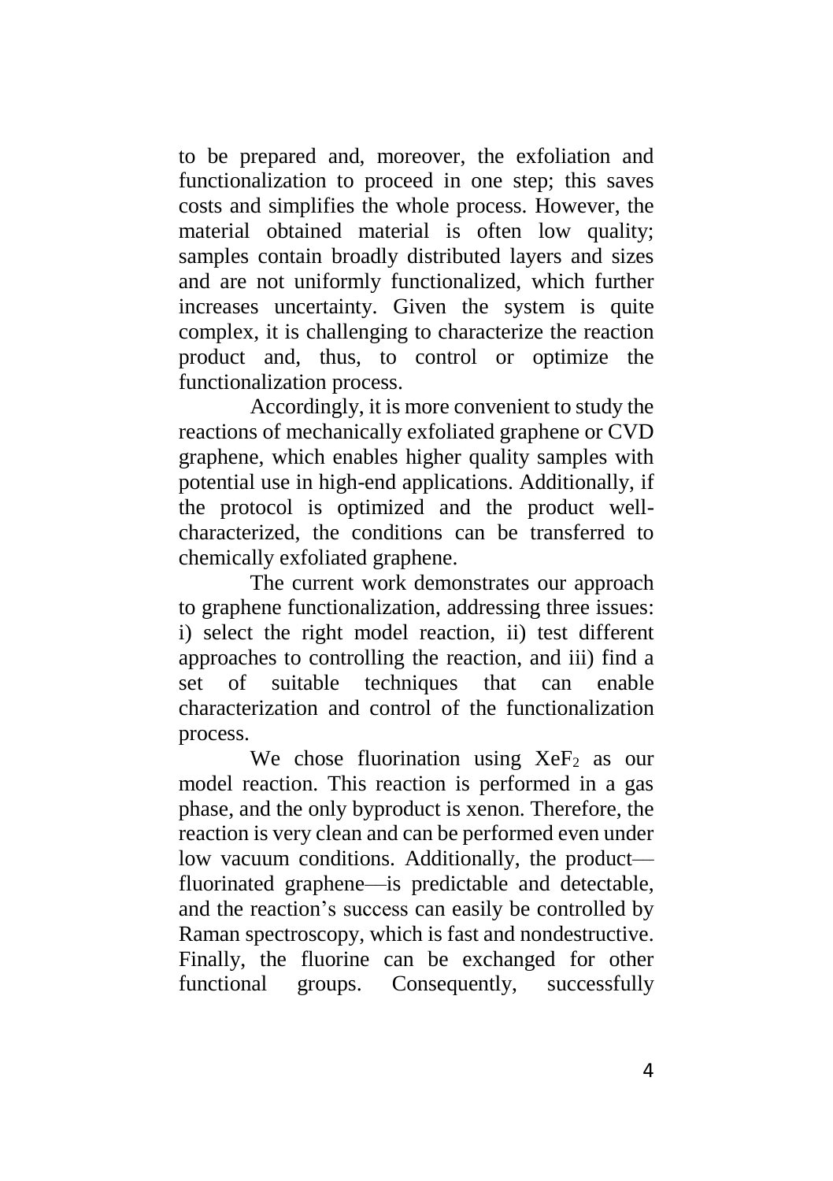to be prepared and, moreover, the exfoliation and functionalization to proceed in one step; this saves costs and simplifies the whole process. However, the material obtained material is often low quality; samples contain broadly distributed layers and sizes and are not uniformly functionalized, which further increases uncertainty. Given the system is quite complex, it is challenging to characterize the reaction product and, thus, to control or optimize the functionalization process.

Accordingly, it is more convenient to study the reactions of mechanically exfoliated graphene or CVD graphene, which enables higher quality samples with potential use in high-end applications. Additionally, if the protocol is optimized and the product well-characterized, the conditions can be transferred to chemically exfoliated graphene.

The current work demonstrates our approach to graphene functionalization, addressing three issues: i) select the right model reaction, ii) test different approaches to controlling the reaction, and iii) find a set of suitable techniques that can enable characterization and control of the functionalization process.

We chose fluorination using $XeF_2$ as our model reaction. This reaction is performed in a gas phase, and the only byproduct is xenon. Therefore, the reaction is very clean and can be performed even under low vacuum conditions. Additionally, the product—fluorinated graphene—is predictable and detectable, and the reaction's success can easily be controlled by Raman spectroscopy, which is fast and nondestructive. Finally, the fluorine can be exchanged for other functional groups. Consequently, successfully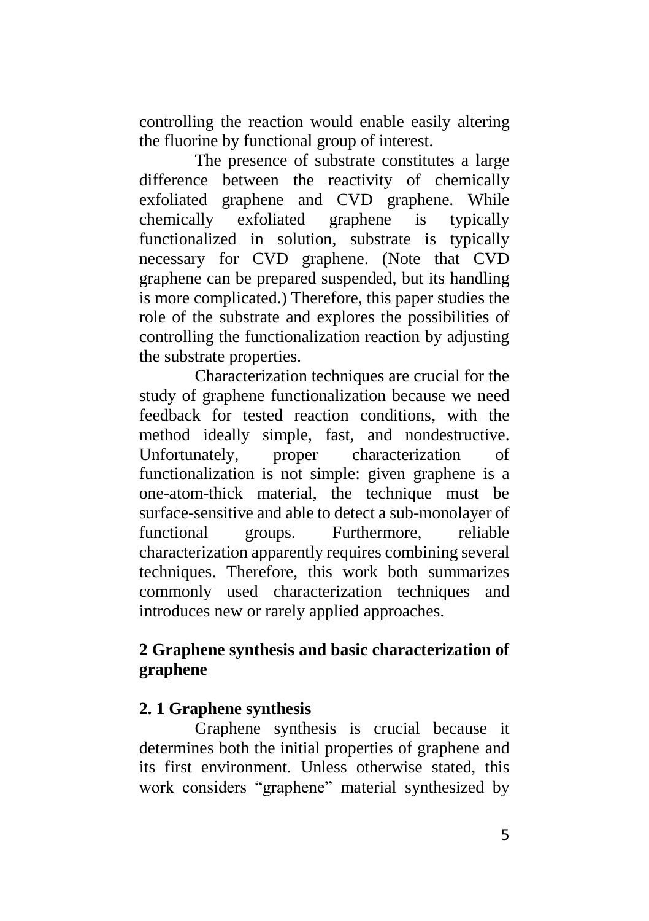controlling the reaction would enable easily altering the fluorine by functional group of interest.

The presence of substrate constitutes a large difference between the reactivity of chemically exfoliated graphene and CVD graphene. While chemically exfoliated graphene is typically functionalized in solution, substrate is typically necessary for CVD graphene. (Note that CVD graphene can be prepared suspended, but its handling is more complicated.) Therefore, this paper studies the role of the substrate and explores the possibilities of controlling the functionalization reaction by adjusting the substrate properties.

Characterization techniques are crucial for the study of graphene functionalization because we need feedback for tested reaction conditions, with the method ideally simple, fast, and nondestructive. Unfortunately, proper characterization of functionalization is not simple: given graphene is a one-atom-thick material, the technique must be surface-sensitive and able to detect a sub-monolayer of functional groups. Furthermore, reliable characterization apparently requires combining several techniques. Therefore, this work both summarizes commonly used characterization techniques and introduces new or rarely applied approaches.

## 2 Graphene synthesis and basic characterization of graphene

### 2. 1 Graphene synthesis

Graphene synthesis is crucial because it determines both the initial properties of graphene and its first environment. Unless otherwise stated, this work considers “graphene” material synthesized by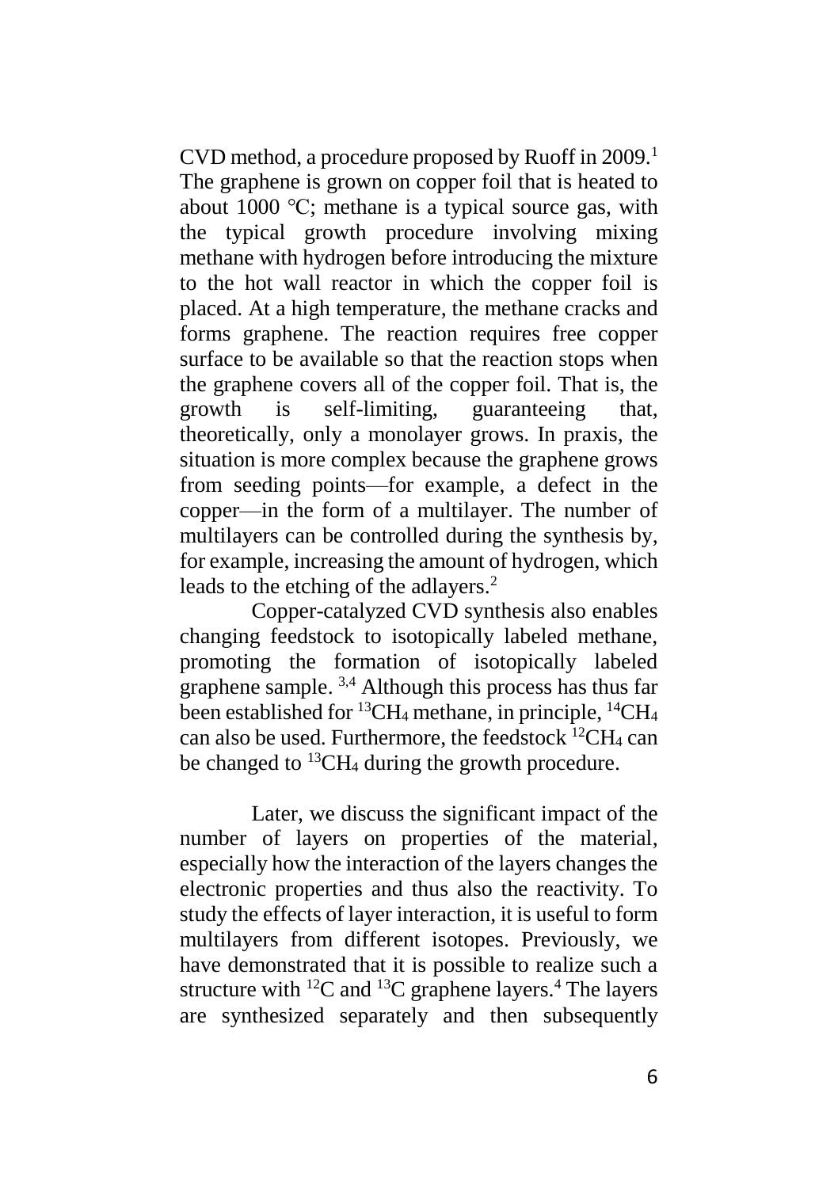CVD method, a procedure proposed by Ruoff in 2009.[1] The graphene is grown on copper foil that is heated to about 1000 °C; methane is a typical source gas, with the typical growth procedure involving mixing methane with hydrogen before introducing the mixture to the hot wall reactor in which the copper foil is placed. At a high temperature, the methane cracks and forms graphene. The reaction requires free copper surface to be available so that the reaction stops when the graphene covers all of the copper foil. That is, the growth is self-limiting, guaranteeing that, theoretically, only a monolayer grows. In praxis, the situation is more complex because the graphene grows from seeding points—for example, a defect in the copper—in the form of a multilayer. The number of multilayers can be controlled during the synthesis by, for example, increasing the amount of hydrogen, which leads to the etching of the adlayers.[2]

Copper-catalyzed CVD synthesis also enables changing feedstock to isotopically labeled methane, promoting the formation of isotopically labeled graphene sample. [3,4] Although this process has thus far been established for $^{13}CH_4$ methane, in principle, $^{14}CH_4$ can also be used. Furthermore, the feedstock $^{12}CH_4$ can be changed to $^{13}CH_4$ during the growth procedure.

Later, we discuss the significant impact of the number of layers on properties of the material, especially how the interaction of the layers changes the electronic properties and thus also the reactivity. To study the effects of layer interaction, it is useful to form multilayers from different isotopes. Previously, we have demonstrated that it is possible to realize such a structure with $^{12}C$ and $^{13}C$ graphene layers.[4] The layers are synthesized separately and then subsequently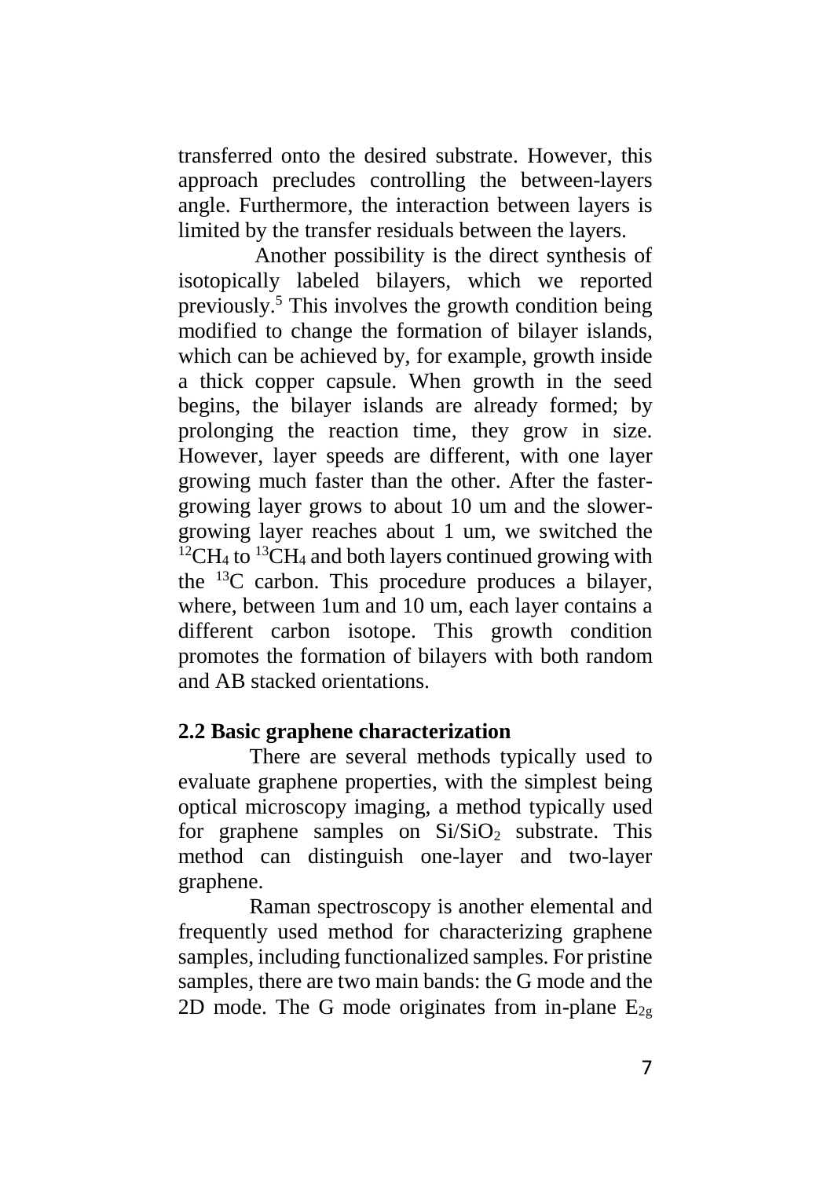transferred onto the desired substrate. However, this approach precludes controlling the between-layers angle. Furthermore, the interaction between layers is limited by the transfer residuals between the layers.

Another possibility is the direct synthesis of isotopically labeled bilayers, which we reported previously.[5] This involves the growth condition being modified to change the formation of bilayer islands, which can be achieved by, for example, growth inside a thick copper capsule. When growth in the seed begins, the bilayer islands are already formed; by prolonging the reaction time, they grow in size. However, layer speeds are different, with one layer growing much faster than the other. After the faster-growing layer grows to about 10 um and the slower-growing layer reaches about 1 um, we switched the $^{12}CH_4$ to $^{13}CH_4$ and both layers continued growing with the $^{13}C$ carbon. This procedure produces a bilayer, where, between 1um and 10 um, each layer contains a different carbon isotope. This growth condition promotes the formation of bilayers with both random and AB stacked orientations.

## 2.2 Basic graphene characterization

There are several methods typically used to evaluate graphene properties, with the simplest being optical microscopy imaging, a method typically used for graphene samples on $Si/SiO_2$ substrate. This method can distinguish one-layer and two-layer graphene.

Raman spectroscopy is another elemental and frequently used method for characterizing graphene samples, including functionalized samples. For pristine samples, there are two main bands: the G mode and the 2D mode. The G mode originates from in-plane $E_{2g}$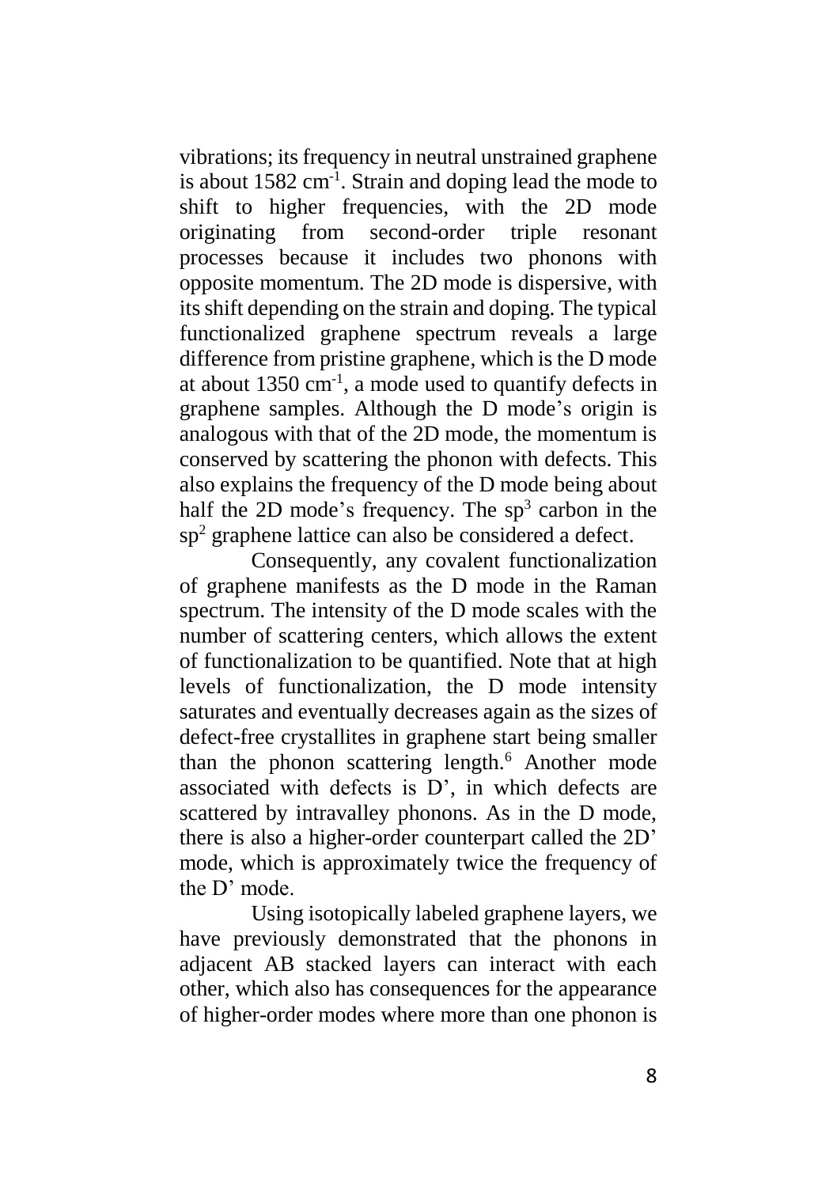vibrations; its frequency in neutral unstrained graphene is about 1582 $cm^{-1}$. Strain and doping lead the mode to shift to higher frequencies, with the 2D mode originating from second-order triple resonant processes because it includes two phonons with opposite momentum. The 2D mode is dispersive, with its shift depending on the strain and doping. The typical functionalized graphene spectrum reveals a large difference from pristine graphene, which is the D mode at about 1350 $cm^{-1}$, a mode used to quantify defects in graphene samples. Although the D mode's origin is analogous with that of the 2D mode, the momentum is conserved by scattering the phonon with defects. This also explains the frequency of the D mode being about half the 2D mode's frequency. The $sp^3$ carbon in the $sp^2$ graphene lattice can also be considered a defect.

Consequently, any covalent functionalization of graphene manifests as the D mode in the Raman spectrum. The intensity of the D mode scales with the number of scattering centers, which allows the extent of functionalization to be quantified. Note that at high levels of functionalization, the D mode intensity saturates and eventually decreases again as the sizes of defect-free crystallites in graphene start being smaller than the phonon scattering length.[6] Another mode associated with defects is D', in which defects are scattered by intravalley phonons. As in the D mode, there is also a higher-order counterpart called the 2D' mode, which is approximately twice the frequency of the D' mode.

Using isotopically labeled graphene layers, we have previously demonstrated that the phonons in adjacent AB stacked layers can interact with each other, which also has consequences for the appearance of higher-order modes where more than one phonon is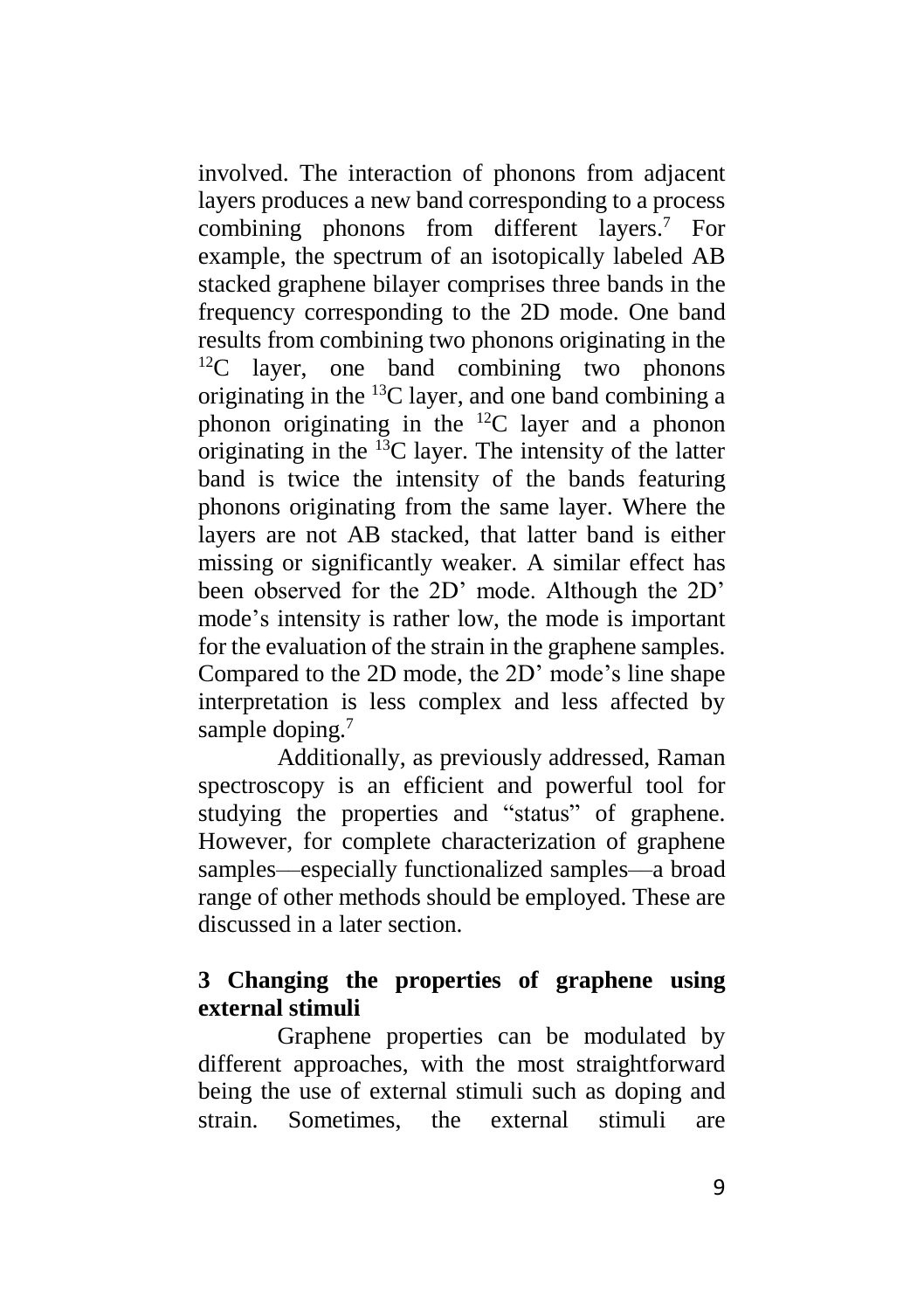involved. The interaction of phonons from adjacent layers produces a new band corresponding to a process combining phonons from different layers.[7] For example, the spectrum of an isotopically labeled AB stacked graphene bilayer comprises three bands in the frequency corresponding to the 2D mode. One band results from combining two phonons originating in the $^{12}C$ layer, one band combining two phonons originating in the $^{13}C$ layer, and one band combining a phonon originating in the $^{12}C$ layer and a phonon originating in the $^{13}C$ layer. The intensity of the latter band is twice the intensity of the bands featuring phonons originating from the same layer. Where the layers are not AB stacked, that latter band is either missing or significantly weaker. A similar effect has been observed for the 2D' mode. Although the 2D' mode's intensity is rather low, the mode is important for the evaluation of the strain in the graphene samples. Compared to the 2D mode, the 2D' mode's line shape interpretation is less complex and less affected by sample doping.[7]

Additionally, as previously addressed, Raman spectroscopy is an efficient and powerful tool for studying the properties and "status" of graphene. However, for complete characterization of graphene samples—especially functionalized samples—a broad range of other methods should be employed. These are discussed in a later section.

## 3 Changing the properties of graphene using external stimuli

Graphene properties can be modulated by different approaches, with the most straightforward being the use of external stimuli such as doping and strain. Sometimes, the external stimuli are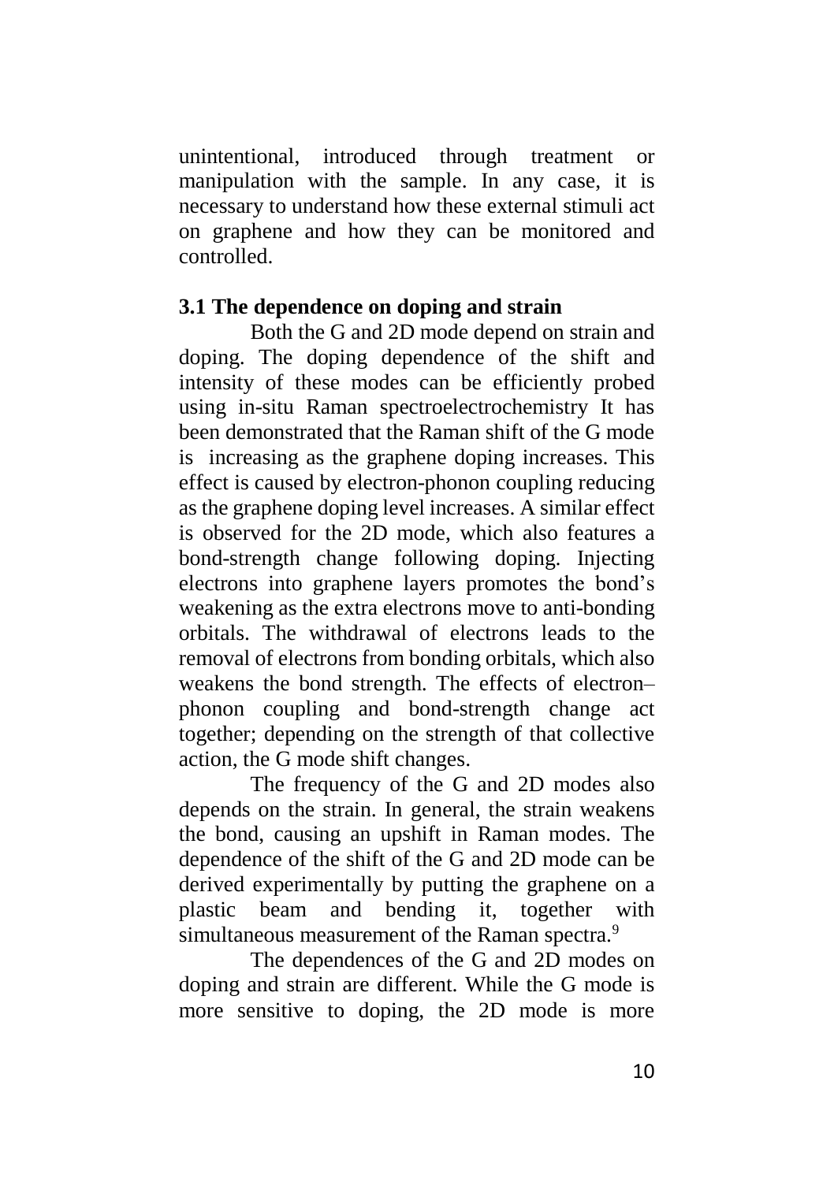unintentional, introduced through treatment or manipulation with the sample. In any case, it is necessary to understand how these external stimuli act on graphene and how they can be monitored and controlled.

### 3.1 The dependence on doping and strain

Both the G and 2D mode depend on strain and doping. The doping dependence of the shift and intensity of these modes can be efficiently probed using in-situ Raman spectroelectrochemistry It has been demonstrated that the Raman shift of the G mode is increasing as the graphene doping increases. This effect is caused by electron-phonon coupling reducing as the graphene doping level increases. A similar effect is observed for the 2D mode, which also features a bond-strength change following doping. Injecting electrons into graphene layers promotes the bond's weakening as the extra electrons move to anti-bonding orbitals. The withdrawal of electrons leads to the removal of electrons from bonding orbitals, which also weakens the bond strength. The effects of electron–phonon coupling and bond-strength change act together; depending on the strength of that collective action, the G mode shift changes.

The frequency of the G and 2D modes also depends on the strain. In general, the strain weakens the bond, causing an upshift in Raman modes. The dependence of the shift of the G and 2D mode can be derived experimentally by putting the graphene on a plastic beam and bending it, together with simultaneous measurement of the Raman spectra.[9]

The dependences of the G and 2D modes on doping and strain are different. While the G mode is more sensitive to doping, the 2D mode is more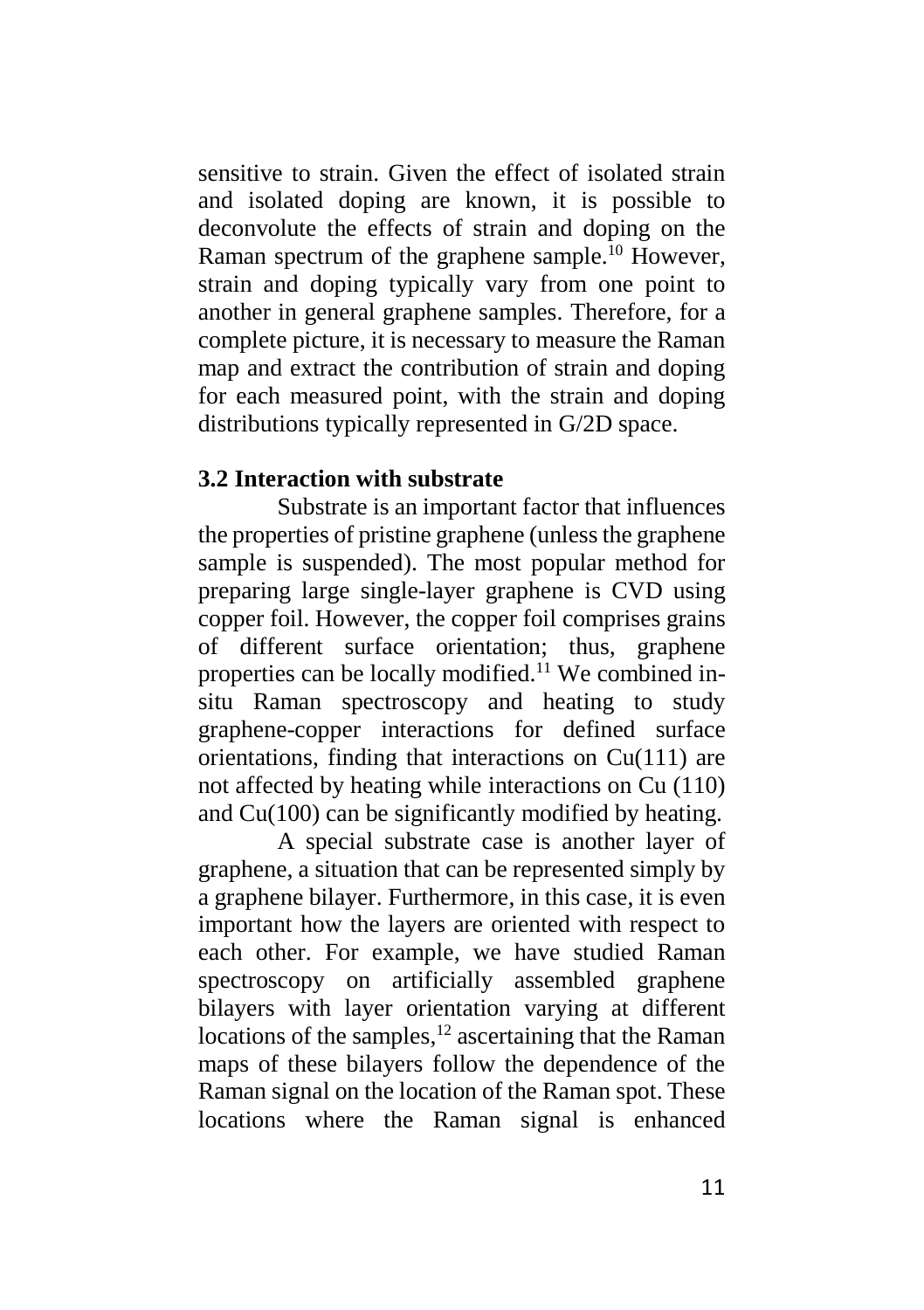sensitive to strain. Given the effect of isolated strain and isolated doping are known, it is possible to deconvolute the effects of strain and doping on the Raman spectrum of the graphene sample.[10] However, strain and doping typically vary from one point to another in general graphene samples. Therefore, for a complete picture, it is necessary to measure the Raman map and extract the contribution of strain and doping for each measured point, with the strain and doping distributions typically represented in G/2D space.

### 3.2 Interaction with substrate

Substrate is an important factor that influences the properties of pristine graphene (unless the graphene sample is suspended). The most popular method for preparing large single-layer graphene is CVD using copper foil. However, the copper foil comprises grains of different surface orientation; thus, graphene properties can be locally modified.[11] We combined in-situ Raman spectroscopy and heating to study graphene-copper interactions for defined surface orientations, finding that interactions on Cu(111) are not affected by heating while interactions on Cu (110) and Cu(100) can be significantly modified by heating.

A special substrate case is another layer of graphene, a situation that can be represented simply by a graphene bilayer. Furthermore, in this case, it is even important how the layers are oriented with respect to each other. For example, we have studied Raman spectroscopy on artificially assembled graphene bilayers with layer orientation varying at different locations of the samples,[12] ascertaining that the Raman maps of these bilayers follow the dependence of the Raman signal on the location of the Raman spot. These locations where the Raman signal is enhanced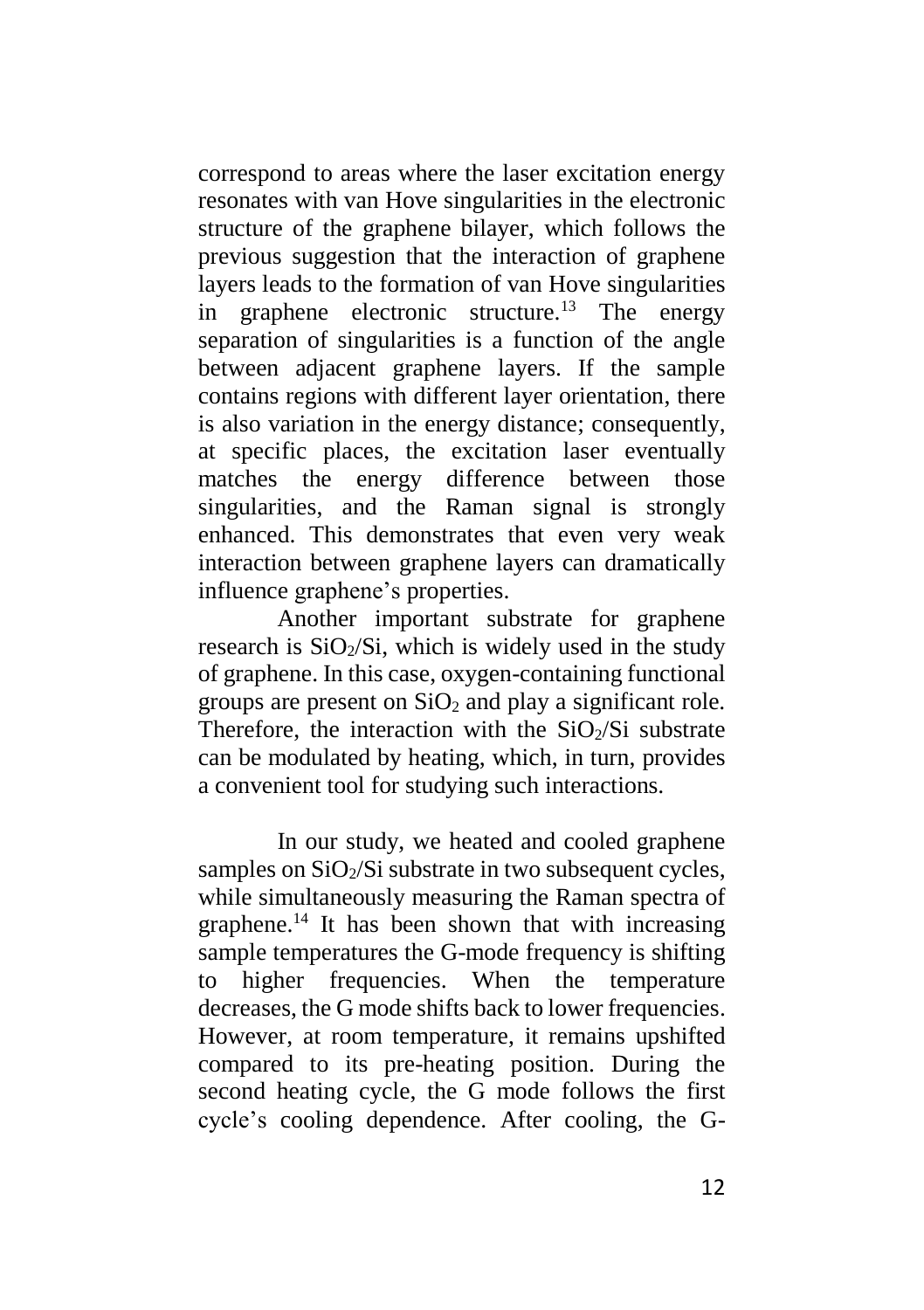correspond to areas where the laser excitation energy resonates with van Hove singularities in the electronic structure of the graphene bilayer, which follows the previous suggestion that the interaction of graphene layers leads to the formation of van Hove singularities in graphene electronic structure.[13] The energy separation of singularities is a function of the angle between adjacent graphene layers. If the sample contains regions with different layer orientation, there is also variation in the energy distance; consequently, at specific places, the excitation laser eventually matches the energy difference between those singularities, and the Raman signal is strongly enhanced. This demonstrates that even very weak interaction between graphene layers can dramatically influence graphene's properties.

Another important substrate for graphene research is $SiO_2$/Si, which is widely used in the study of graphene. In this case, oxygen-containing functional groups are present on $SiO_2$ and play a significant role. Therefore, the interaction with the $SiO_2$/Si substrate can be modulated by heating, which, in turn, provides a convenient tool for studying such interactions.

In our study, we heated and cooled graphene samples on $SiO_2$/Si substrate in two subsequent cycles, while simultaneously measuring the Raman spectra of graphene.[14] It has been shown that with increasing sample temperatures the G-mode frequency is shifting to higher frequencies. When the temperature decreases, the G mode shifts back to lower frequencies. However, at room temperature, it remains upshifted compared to its pre-heating position. During the second heating cycle, the G mode follows the first cycle's cooling dependence. After cooling, the G-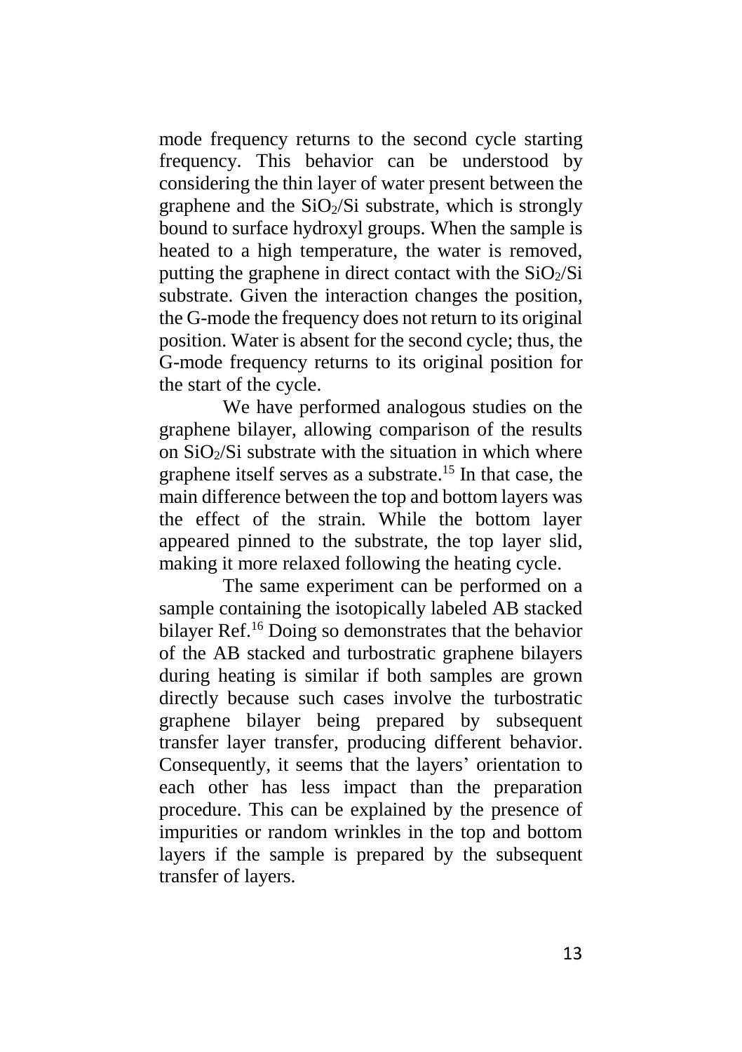mode frequency returns to the second cycle starting frequency. This behavior can be understood by considering the thin layer of water present between the graphene and the $SiO_2$/Si substrate, which is strongly bound to surface hydroxyl groups. When the sample is heated to a high temperature, the water is removed, putting the graphene in direct contact with the $SiO_2$/Si substrate. Given the interaction changes the position, the G-mode the frequency does not return to its original position. Water is absent for the second cycle; thus, the G-mode frequency returns to its original position for the start of the cycle.

We have performed analogous studies on the graphene bilayer, allowing comparison of the results on $SiO_2$/Si substrate with the situation in which where graphene itself serves as a substrate.[15] In that case, the main difference between the top and bottom layers was the effect of the strain. While the bottom layer appeared pinned to the substrate, the top layer slid, making it more relaxed following the heating cycle.

The same experiment can be performed on a sample containing the isotopically labeled AB stacked bilayer Ref.[16] Doing so demonstrates that the behavior of the AB stacked and turbostratic graphene bilayers during heating is similar if both samples are grown directly because such cases involve the turbostratic graphene bilayer being prepared by subsequent transfer layer transfer, producing different behavior. Consequently, it seems that the layers' orientation to each other has less impact than the preparation procedure. This can be explained by the presence of impurities or random wrinkles in the top and bottom layers if the sample is prepared by the subsequent transfer of layers.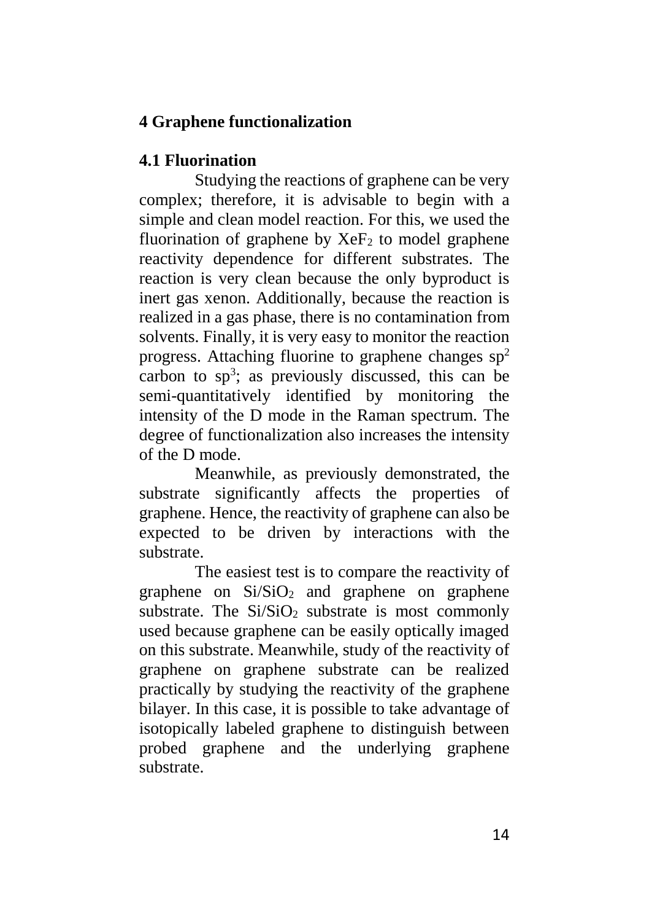# 4 Graphene functionalization

## 4.1 Fluorination

Studying the reactions of graphene can be very complex; therefore, it is advisable to begin with a simple and clean model reaction. For this, we used the fluorination of graphene by $XeF_2$ to model graphene reactivity dependence for different substrates. The reaction is very clean because the only byproduct is inert gas xenon. Additionally, because the reaction is realized in a gas phase, there is no contamination from solvents. Finally, it is very easy to monitor the reaction progress. Attaching fluorine to graphene changes $sp^2$ carbon to $sp^3$; as previously discussed, this can be semi-quantitatively identified by monitoring the intensity of the D mode in the Raman spectrum. The degree of functionalization also increases the intensity of the D mode.

Meanwhile, as previously demonstrated, the substrate significantly affects the properties of graphene. Hence, the reactivity of graphene can also be expected to be driven by interactions with the substrate.

The easiest test is to compare the reactivity of graphene on $Si/SiO_2$ and graphene on graphene substrate. The $Si/SiO_2$ substrate is most commonly used because graphene can be easily optically imaged on this substrate. Meanwhile, study of the reactivity of graphene on graphene substrate can be realized practically by studying the reactivity of the graphene bilayer. In this case, it is possible to take advantage of isotopically labeled graphene to distinguish between probed graphene and the underlying graphene substrate.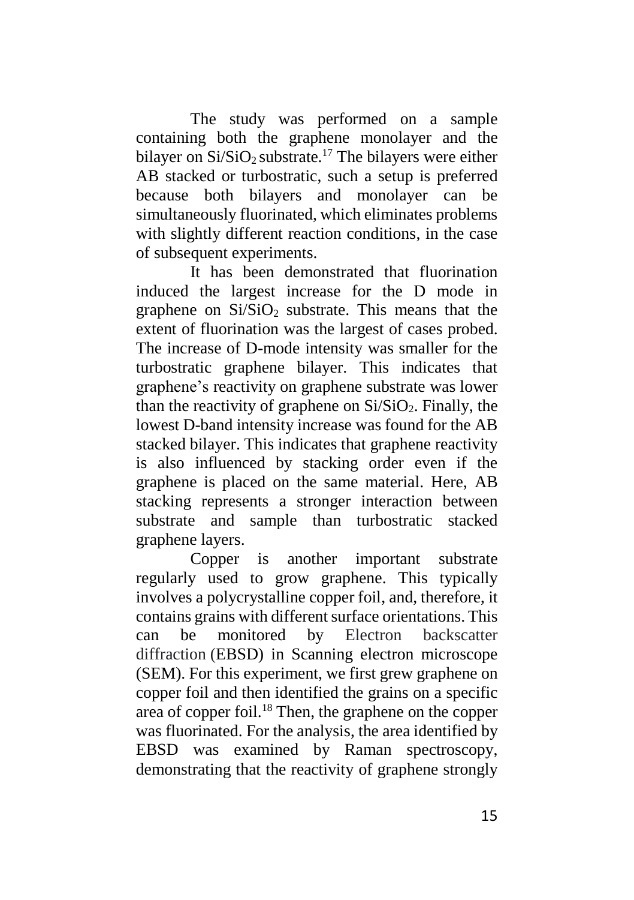The study was performed on a sample containing both the graphene monolayer and the bilayer on $Si/SiO_2$ substrate.[17] The bilayers were either AB stacked or turbostratic, such a setup is preferred because both bilayers and monolayer can be simultaneously fluorinated, which eliminates problems with slightly different reaction conditions, in the case of subsequent experiments.

It has been demonstrated that fluorination induced the largest increase for the D mode in graphene on $Si/SiO_2$ substrate. This means that the extent of fluorination was the largest of cases probed. The increase of D-mode intensity was smaller for the turbostratic graphene bilayer. This indicates that graphene's reactivity on graphene substrate was lower than the reactivity of graphene on $Si/SiO_2$. Finally, the lowest D-band intensity increase was found for the AB stacked bilayer. This indicates that graphene reactivity is also influenced by stacking order even if the graphene is placed on the same material. Here, AB stacking represents a stronger interaction between substrate and sample than turbostratic stacked graphene layers.

Copper is another important substrate regularly used to grow graphene. This typically involves a polycrystalline copper foil, and, therefore, it contains grains with different surface orientations. This can be monitored by Electron backscatter diffraction (EBSD) in Scanning electron microscope (SEM). For this experiment, we first grew graphene on copper foil and then identified the grains on a specific area of copper foil.[18] Then, the graphene on the copper was fluorinated. For the analysis, the area identified by EBSD was examined by Raman spectroscopy, demonstrating that the reactivity of graphene strongly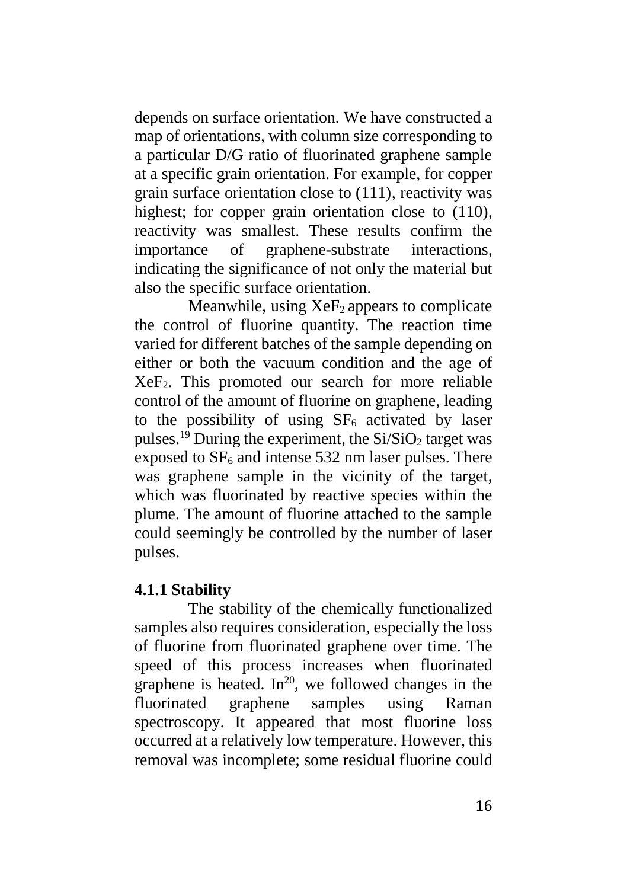depends on surface orientation. We have constructed a map of orientations, with column size corresponding to a particular D/G ratio of fluorinated graphene sample at a specific grain orientation. For example, for copper grain surface orientation close to (111), reactivity was highest; for copper grain orientation close to (110), reactivity was smallest. These results confirm the importance of graphene-substrate interactions, indicating the significance of not only the material but also the specific surface orientation.

Meanwhile, using $XeF_2$ appears to complicate the control of fluorine quantity. The reaction time varied for different batches of the sample depending on either or both the vacuum condition and the age of $XeF_2$. This promoted our search for more reliable control of the amount of fluorine on graphene, leading to the possibility of using $SF_6$ activated by laser pulses.[19] During the experiment, the $Si/SiO_2$ target was exposed to $SF_6$ and intense 532 nm laser pulses. There was graphene sample in the vicinity of the target, which was fluorinated by reactive species within the plume. The amount of fluorine attached to the sample could seemingly be controlled by the number of laser pulses.

### 4.1.1 Stability

The stability of the chemically functionalized samples also requires consideration, especially the loss of fluorine from fluorinated graphene over time. The speed of this process increases when fluorinated graphene is heated. In[20], we followed changes in the fluorinated graphene samples using Raman spectroscopy. It appeared that most fluorine loss occurred at a relatively low temperature. However, this removal was incomplete; some residual fluorine could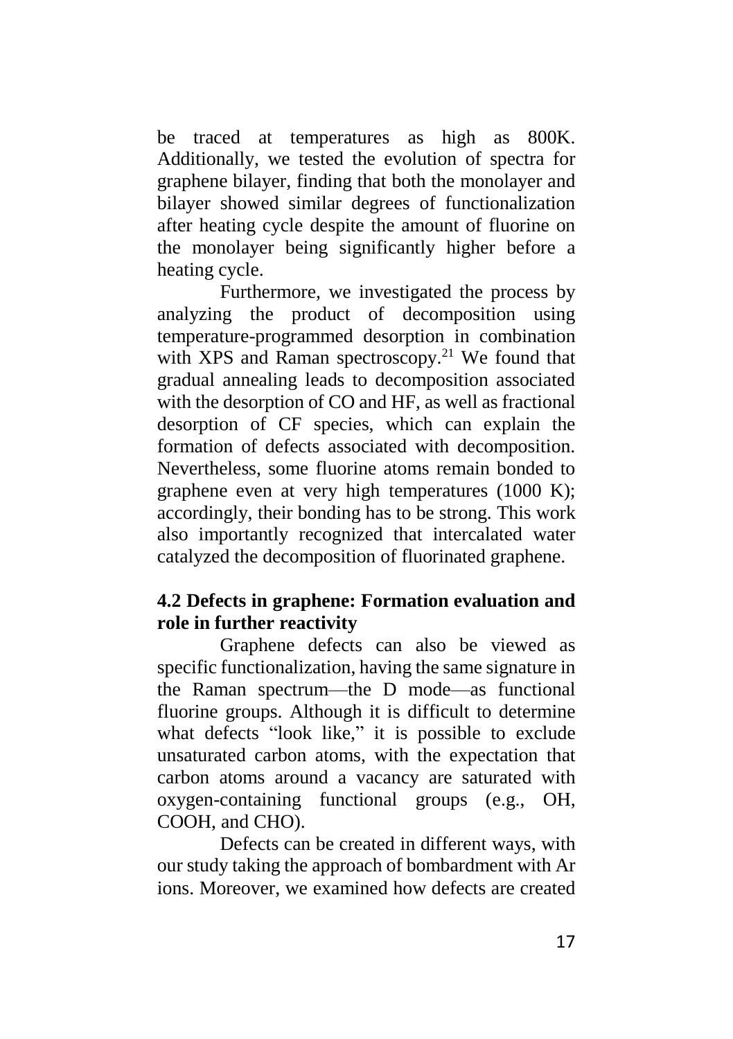be traced at temperatures as high as 800K. Additionally, we tested the evolution of spectra for graphene bilayer, finding that both the monolayer and bilayer showed similar degrees of functionalization after heating cycle despite the amount of fluorine on the monolayer being significantly higher before a heating cycle.

Furthermore, we investigated the process by analyzing the product of decomposition using temperature-programmed desorption in combination with XPS and Raman spectroscopy.[21] We found that gradual annealing leads to decomposition associated with the desorption of CO and HF, as well as fractional desorption of CF species, which can explain the formation of defects associated with decomposition. Nevertheless, some fluorine atoms remain bonded to graphene even at very high temperatures (1000 K); accordingly, their bonding has to be strong. This work also importantly recognized that intercalated water catalyzed the decomposition of fluorinated graphene.

### 4.2 Defects in graphene: Formation evaluation and role in further reactivity

Graphene defects can also be viewed as specific functionalization, having the same signature in the Raman spectrum—the D mode—as functional fluorine groups. Although it is difficult to determine what defects "look like," it is possible to exclude unsaturated carbon atoms, with the expectation that carbon atoms around a vacancy are saturated with oxygen-containing functional groups (e.g., OH, COOH, and CHO).

Defects can be created in different ways, with our study taking the approach of bombardment with Ar ions. Moreover, we examined how defects are created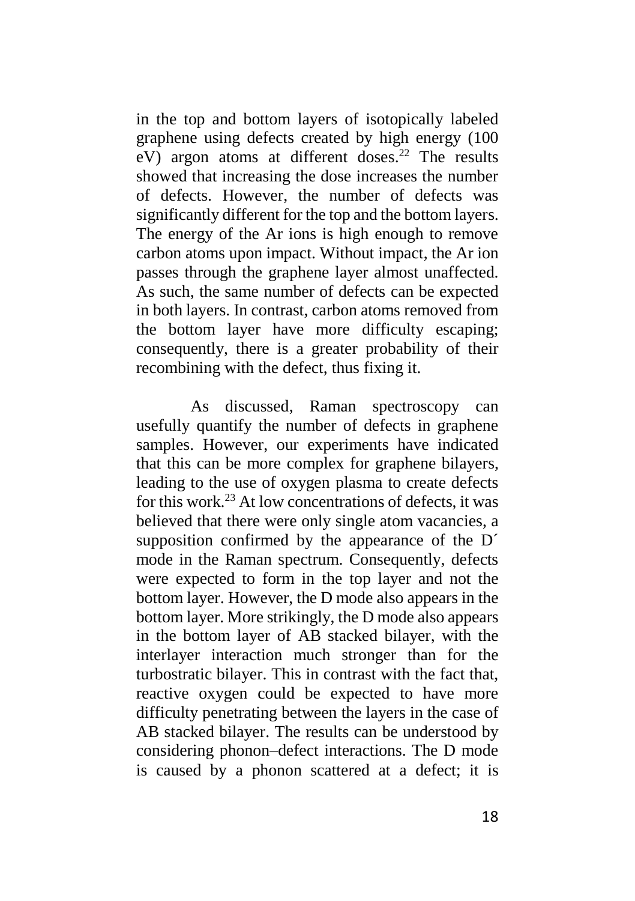in the top and bottom layers of isotopically labeled graphene using defects created by high energy (100 eV) argon atoms at different doses.[22] The results showed that increasing the dose increases the number of defects. However, the number of defects was significantly different for the top and the bottom layers. The energy of the Ar ions is high enough to remove carbon atoms upon impact. Without impact, the Ar ion passes through the graphene layer almost unaffected. As such, the same number of defects can be expected in both layers. In contrast, carbon atoms removed from the bottom layer have more difficulty escaping; consequently, there is a greater probability of their recombining with the defect, thus fixing it.

As discussed, Raman spectroscopy can usefully quantify the number of defects in graphene samples. However, our experiments have indicated that this can be more complex for graphene bilayers, leading to the use of oxygen plasma to create defects for this work.[23] At low concentrations of defects, it was believed that there were only single atom vacancies, a supposition confirmed by the appearance of the D´ mode in the Raman spectrum. Consequently, defects were expected to form in the top layer and not the bottom layer. However, the D mode also appears in the bottom layer. More strikingly, the D mode also appears in the bottom layer of AB stacked bilayer, with the interlayer interaction much stronger than for the turbostratic bilayer. This in contrast with the fact that, reactive oxygen could be expected to have more difficulty penetrating between the layers in the case of AB stacked bilayer. The results can be understood by considering phonon–defect interactions. The D mode is caused by a phonon scattered at a defect; it is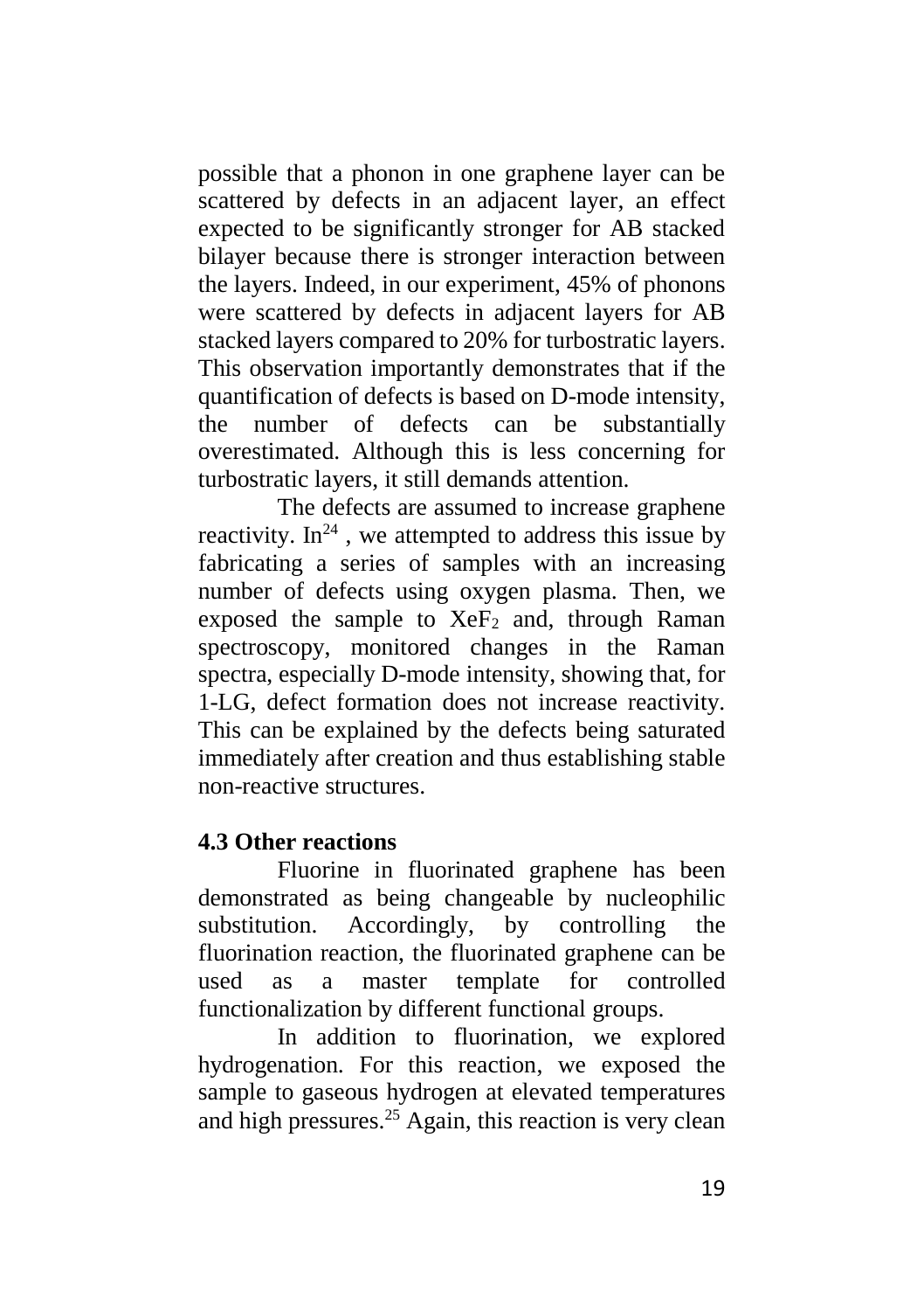possible that a phonon in one graphene layer can be scattered by defects in an adjacent layer, an effect expected to be significantly stronger for AB stacked bilayer because there is stronger interaction between the layers. Indeed, in our experiment, 45% of phonons were scattered by defects in adjacent layers for AB stacked layers compared to 20% for turbostratic layers. This observation importantly demonstrates that if the quantification of defects is based on D-mode intensity, the number of defects can be substantially overestimated. Although this is less concerning for turbostratic layers, it still demands attention.

The defects are assumed to increase graphene reactivity. In[24] , we attempted to address this issue by fabricating a series of samples with an increasing number of defects using oxygen plasma. Then, we exposed the sample to $XeF_2$ and, through Raman spectroscopy, monitored changes in the Raman spectra, especially D-mode intensity, showing that, for 1-LG, defect formation does not increase reactivity. This can be explained by the defects being saturated immediately after creation and thus establishing stable non-reactive structures.

### 4.3 Other reactions

Fluorine in fluorinated graphene has been demonstrated as being changeable by nucleophilic substitution. Accordingly, by controlling the fluorination reaction, the fluorinated graphene can be used as a master template for controlled functionalization by different functional groups.

In addition to fluorination, we explored hydrogenation. For this reaction, we exposed the sample to gaseous hydrogen at elevated temperatures and high pressures.[25] Again, this reaction is very clean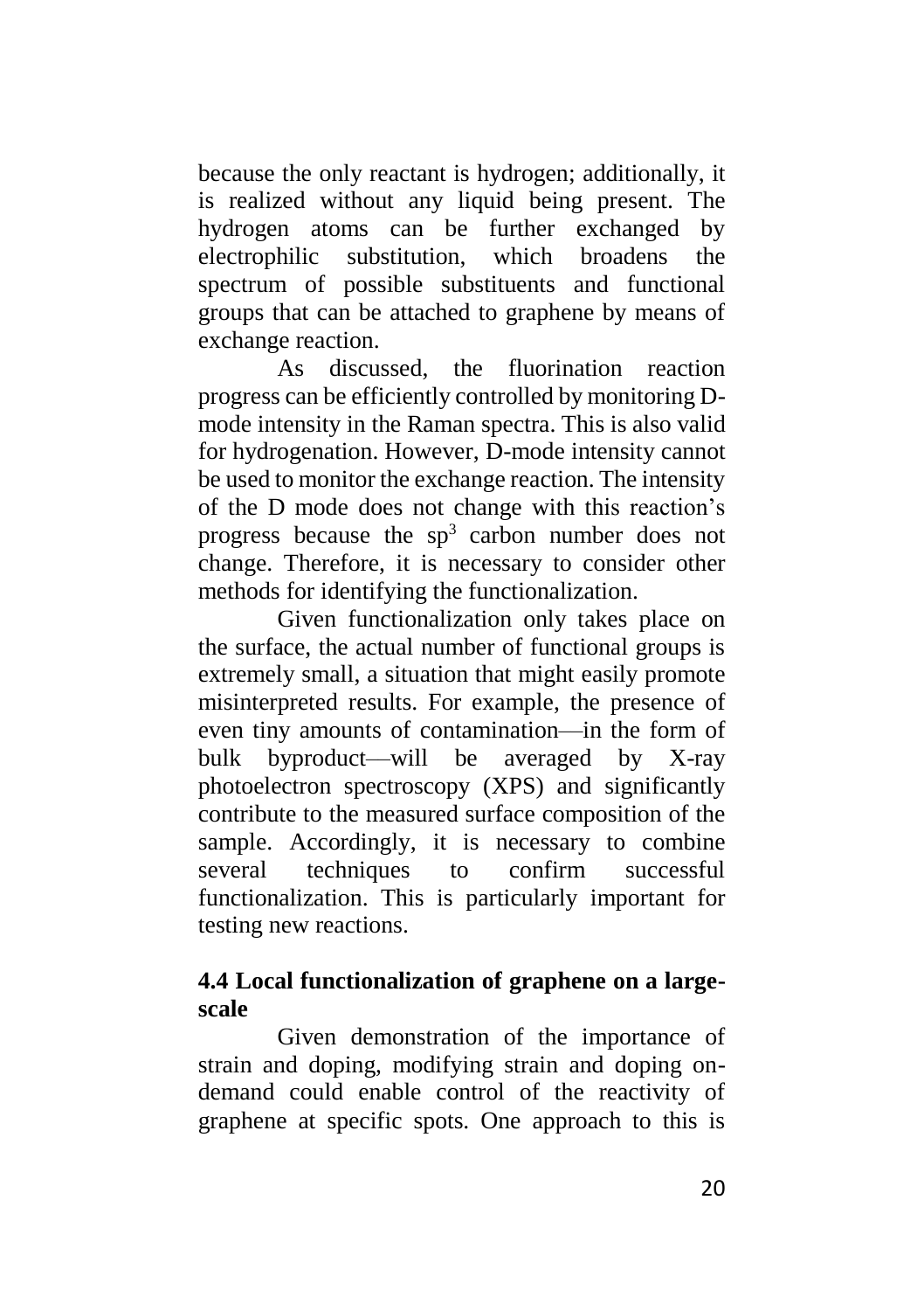because the only reactant is hydrogen; additionally, it is realized without any liquid being present. The hydrogen atoms can be further exchanged by electrophilic substitution, which broadens the spectrum of possible substituents and functional groups that can be attached to graphene by means of exchange reaction.

As discussed, the fluorination reaction progress can be efficiently controlled by monitoring D-mode intensity in the Raman spectra. This is also valid for hydrogenation. However, D-mode intensity cannot be used to monitor the exchange reaction. The intensity of the D mode does not change with this reaction's progress because the $sp^3$ carbon number does not change. Therefore, it is necessary to consider other methods for identifying the functionalization.

Given functionalization only takes place on the surface, the actual number of functional groups is extremely small, a situation that might easily promote misinterpreted results. For example, the presence of even tiny amounts of contamination—in the form of bulk byproduct—will be averaged by X-ray photoelectron spectroscopy (XPS) and significantly contribute to the measured surface composition of the sample. Accordingly, it is necessary to combine several techniques to confirm successful functionalization. This is particularly important for testing new reactions.

### 4.4 Local functionalization of graphene on a large-scale

Given demonstration of the importance of strain and doping, modifying strain and doping on-demand could enable control of the reactivity of graphene at specific spots. One approach to this is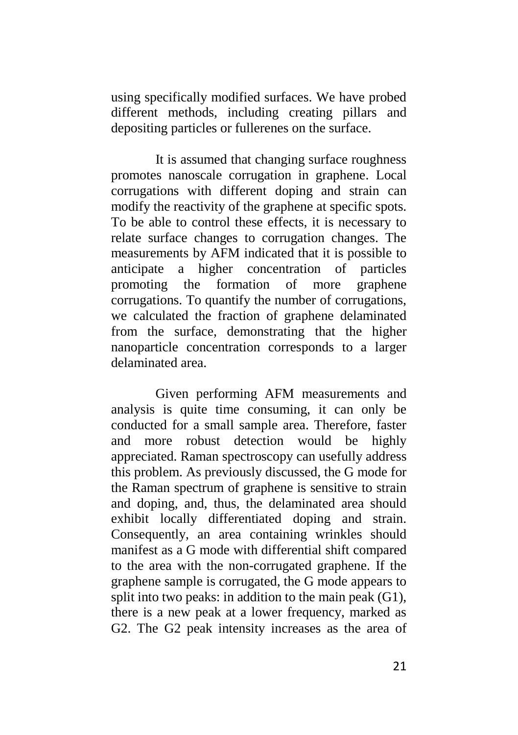using specifically modified surfaces. We have probed different methods, including creating pillars and depositing particles or fullerenes on the surface.

It is assumed that changing surface roughness promotes nanoscale corrugation in graphene. Local corrugations with different doping and strain can modify the reactivity of the graphene at specific spots. To be able to control these effects, it is necessary to relate surface changes to corrugation changes. The measurements by AFM indicated that it is possible to anticipate a higher concentration of particles promoting the formation of more graphene corrugations. To quantify the number of corrugations, we calculated the fraction of graphene delaminated from the surface, demonstrating that the higher nanoparticle concentration corresponds to a larger delaminated area.

Given performing AFM measurements and analysis is quite time consuming, it can only be conducted for a small sample area. Therefore, faster and more robust detection would be highly appreciated. Raman spectroscopy can usefully address this problem. As previously discussed, the G mode for the Raman spectrum of graphene is sensitive to strain and doping, and, thus, the delaminated area should exhibit locally differentiated doping and strain. Consequently, an area containing wrinkles should manifest as a G mode with differential shift compared to the area with the non-corrugated graphene. If the graphene sample is corrugated, the G mode appears to split into two peaks: in addition to the main peak (G1), there is a new peak at a lower frequency, marked as G2. The G2 peak intensity increases as the area of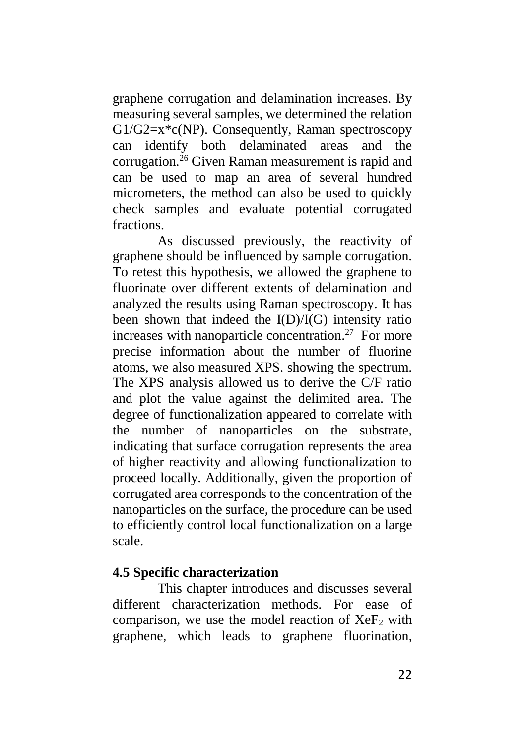graphene corrugation and delamination increases. By measuring several samples, we determined the relation G1/G2=x*c(NP). Consequently, Raman spectroscopy can identify both delaminated areas and the corrugation.[26] Given Raman measurement is rapid and can be used to map an area of several hundred micrometers, the method can also be used to quickly check samples and evaluate potential corrugated fractions.

As discussed previously, the reactivity of graphene should be influenced by sample corrugation. To retest this hypothesis, we allowed the graphene to fluorinate over different extents of delamination and analyzed the results using Raman spectroscopy. It has been shown that indeed the I(D)/I(G) intensity ratio increases with nanoparticle concentration.[27] For more precise information about the number of fluorine atoms, we also measured XPS. showing the spectrum. The XPS analysis allowed us to derive the C/F ratio and plot the value against the delimited area. The degree of functionalization appeared to correlate with the number of nanoparticles on the substrate, indicating that surface corrugation represents the area of higher reactivity and allowing functionalization to proceed locally. Additionally, given the proportion of corrugated area corresponds to the concentration of the nanoparticles on the surface, the procedure can be used to efficiently control local functionalization on a large scale.

### 4.5 Specific characterization

This chapter introduces and discusses several different characterization methods. For ease of comparison, we use the model reaction of $XeF_2$ with graphene, which leads to graphene fluorination,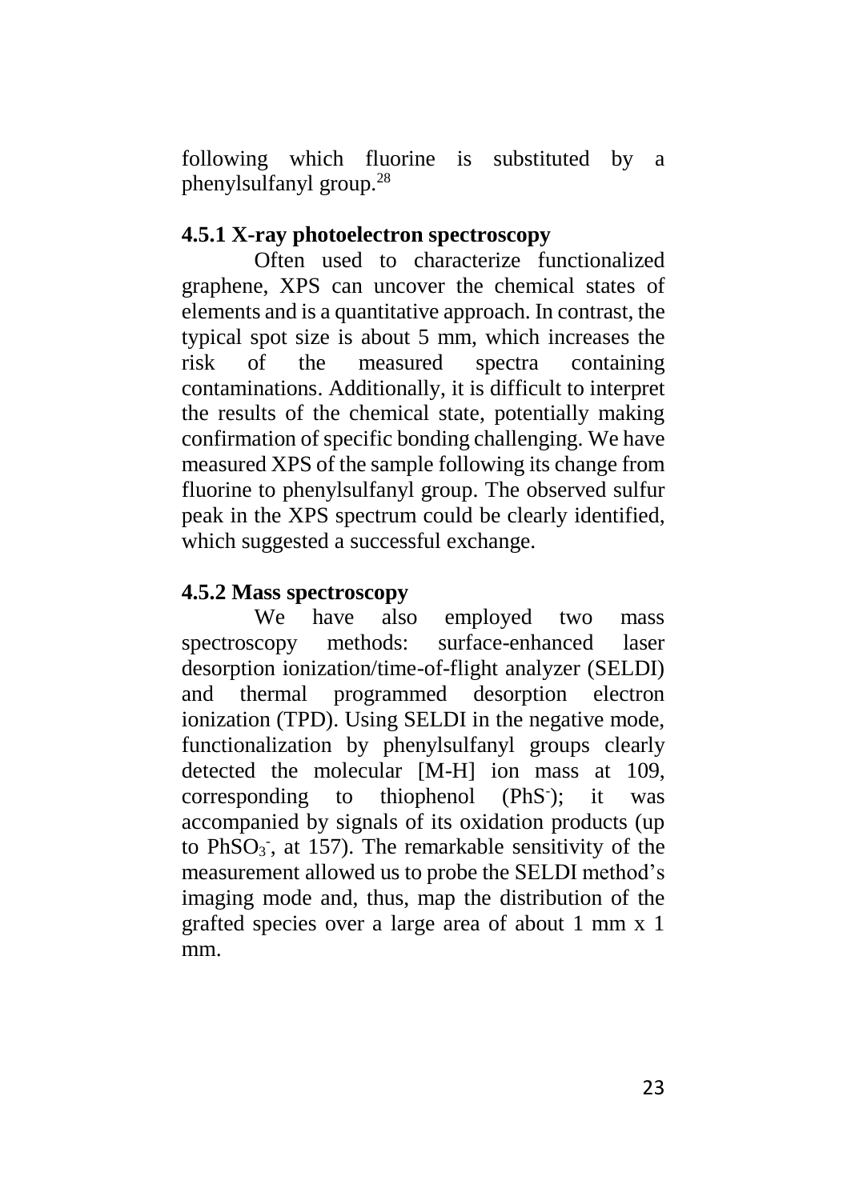following which fluorine is substituted by a phenylsulfanyl group.[28]

### 4.5.1 X-ray photoelectron spectroscopy

Often used to characterize functionalized graphene, XPS can uncover the chemical states of elements and is a quantitative approach. In contrast, the typical spot size is about 5 mm, which increases the risk of the measured spectra containing contaminations. Additionally, it is difficult to interpret the results of the chemical state, potentially making confirmation of specific bonding challenging. We have measured XPS of the sample following its change from fluorine to phenylsulfanyl group. The observed sulfur peak in the XPS spectrum could be clearly identified, which suggested a successful exchange.

### 4.5.2 Mass spectroscopy

We have also employed two mass spectroscopy methods: surface-enhanced laser desorption ionization/time-of-flight analyzer (SELDI) and thermal programmed desorption electron ionization (TPD). Using SELDI in the negative mode, functionalization by phenylsulfanyl groups clearly detected the molecular [M-H] ion mass at 109, corresponding to thiophenol ($PhS^-$); it was accompanied by signals of its oxidation products (up to $PhSO_3^-$, at 157). The remarkable sensitivity of the measurement allowed us to probe the SELDI method's imaging mode and, thus, map the distribution of the grafted species over a large area of about 1 mm x 1 mm.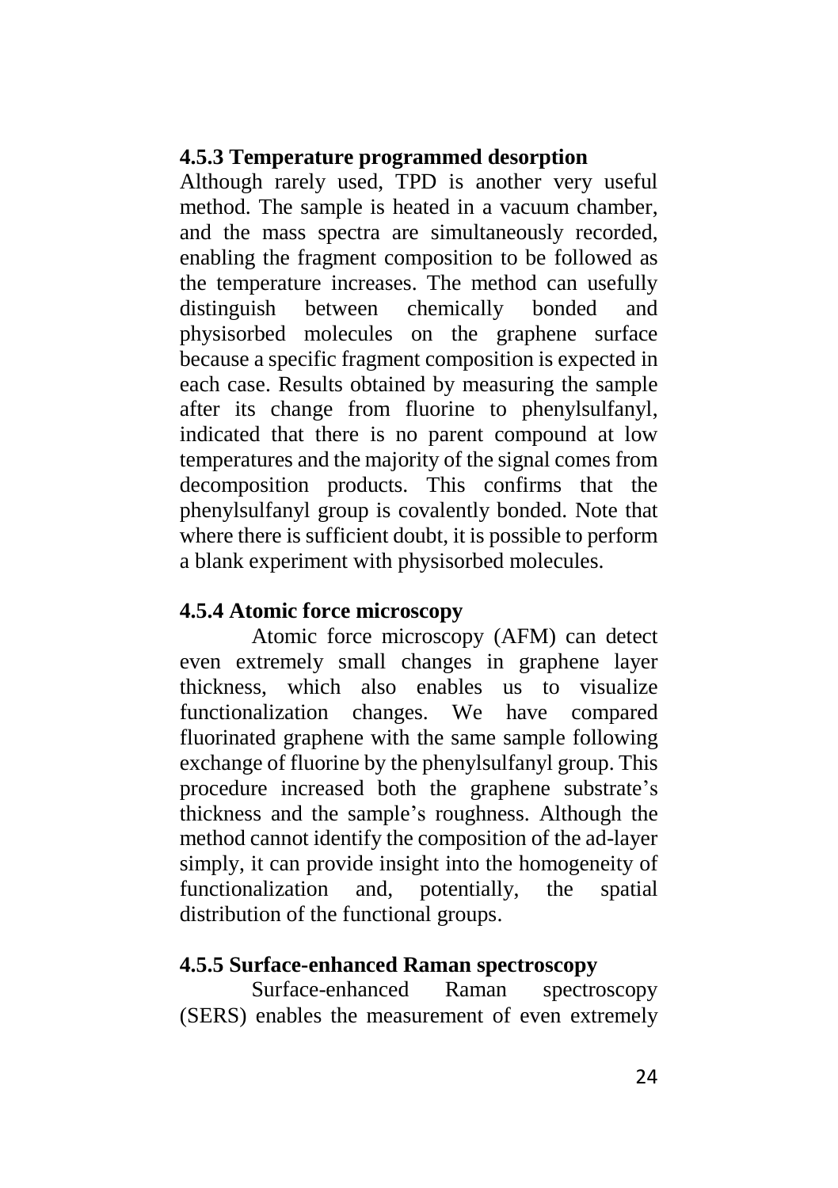### 4.5.3 Temperature programmed desorption

Although rarely used, TPD is another very useful method. The sample is heated in a vacuum chamber, and the mass spectra are simultaneously recorded, enabling the fragment composition to be followed as the temperature increases. The method can usefully distinguish between chemically bonded and physisorbed molecules on the graphene surface because a specific fragment composition is expected in each case. Results obtained by measuring the sample after its change from fluorine to phenylsulfanyl, indicated that there is no parent compound at low temperatures and the majority of the signal comes from decomposition products. This confirms that the phenylsulfanyl group is covalently bonded. Note that where there is sufficient doubt, it is possible to perform a blank experiment with physisorbed molecules.

### 4.5.4 Atomic force microscopy

Atomic force microscopy (AFM) can detect even extremely small changes in graphene layer thickness, which also enables us to visualize functionalization changes. We have compared fluorinated graphene with the same sample following exchange of fluorine by the phenylsulfanyl group. This procedure increased both the graphene substrate's thickness and the sample's roughness. Although the method cannot identify the composition of the ad-layer simply, it can provide insight into the homogeneity of functionalization and, potentially, the spatial distribution of the functional groups.

### 4.5.5 Surface-enhanced Raman spectroscopy

Surface-enhanced Raman spectroscopy (SERS) enables the measurement of even extremely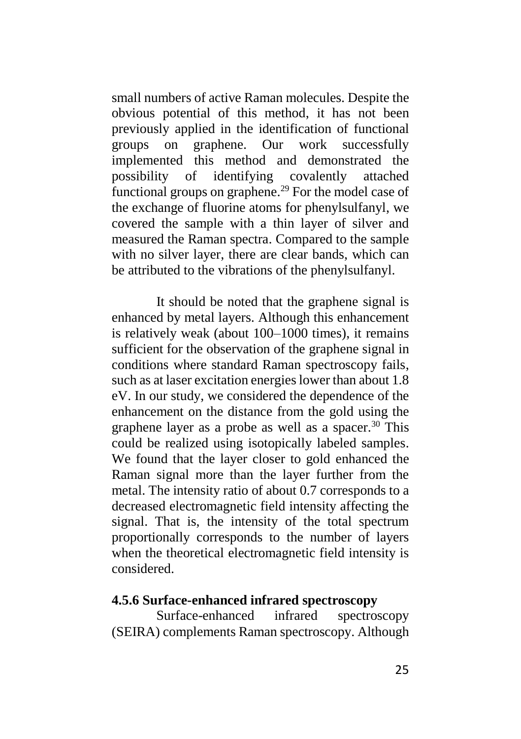small numbers of active Raman molecules. Despite the obvious potential of this method, it has not been previously applied in the identification of functional groups on graphene. Our work successfully implemented this method and demonstrated the possibility of identifying covalently attached functional groups on graphene.[29] For the model case of the exchange of fluorine atoms for phenylsulfanyl, we covered the sample with a thin layer of silver and measured the Raman spectra. Compared to the sample with no silver layer, there are clear bands, which can be attributed to the vibrations of the phenylsulfanyl.

It should be noted that the graphene signal is enhanced by metal layers. Although this enhancement is relatively weak (about 100–1000 times), it remains sufficient for the observation of the graphene signal in conditions where standard Raman spectroscopy fails, such as at laser excitation energies lower than about 1.8 eV. In our study, we considered the dependence of the enhancement on the distance from the gold using the graphene layer as a probe as well as a spacer.[30] This could be realized using isotopically labeled samples. We found that the layer closer to gold enhanced the Raman signal more than the layer further from the metal. The intensity ratio of about 0.7 corresponds to a decreased electromagnetic field intensity affecting the signal. That is, the intensity of the total spectrum proportionally corresponds to the number of layers when the theoretical electromagnetic field intensity is considered.

### 4.5.6 Surface-enhanced infrared spectroscopy

Surface-enhanced infrared spectroscopy (SEIRA) complements Raman spectroscopy. Although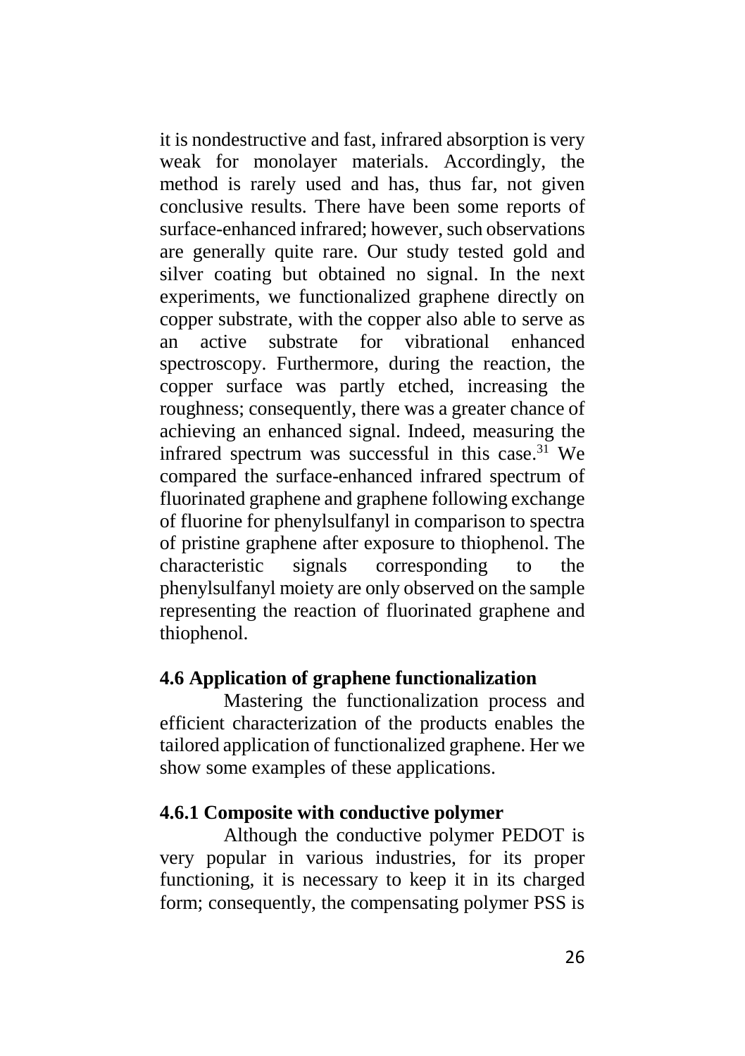it is nondestructive and fast, infrared absorption is very weak for monolayer materials. Accordingly, the method is rarely used and has, thus far, not given conclusive results. There have been some reports of surface-enhanced infrared; however, such observations are generally quite rare. Our study tested gold and silver coating but obtained no signal. In the next experiments, we functionalized graphene directly on copper substrate, with the copper also able to serve as an active substrate for vibrational enhanced spectroscopy. Furthermore, during the reaction, the copper surface was partly etched, increasing the roughness; consequently, there was a greater chance of achieving an enhanced signal. Indeed, measuring the infrared spectrum was successful in this case.[31] We compared the surface-enhanced infrared spectrum of fluorinated graphene and graphene following exchange of fluorine for phenylsulfanyl in comparison to spectra of pristine graphene after exposure to thiophenol. The characteristic signals corresponding to the phenylsulfanyl moiety are only observed on the sample representing the reaction of fluorinated graphene and thiophenol.

## 4.6 Application of graphene functionalization

Mastering the functionalization process and efficient characterization of the products enables the tailored application of functionalized graphene. Her we show some examples of these applications.

### 4.6.1 Composite with conductive polymer

Although the conductive polymer PEDOT is very popular in various industries, for its proper functioning, it is necessary to keep it in its charged form; consequently, the compensating polymer PSS is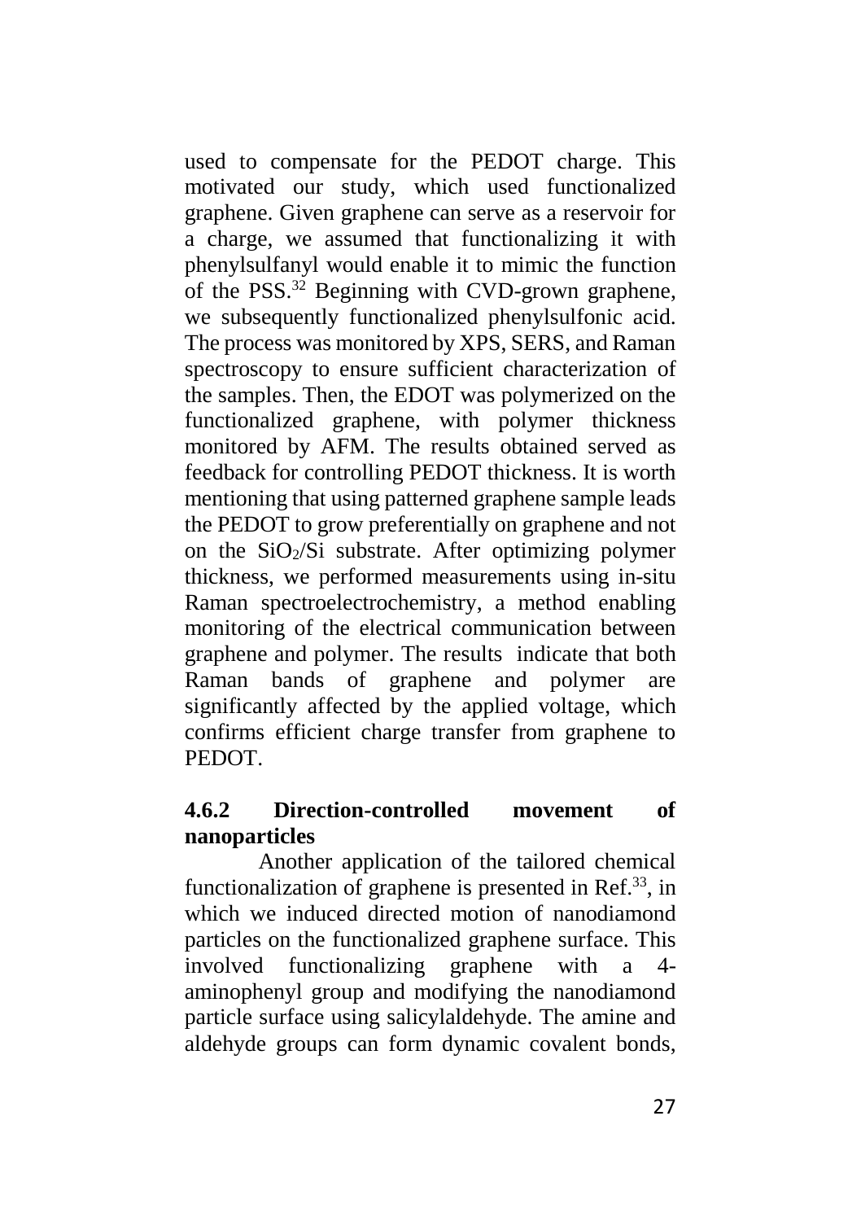used to compensate for the PEDOT charge. This motivated our study, which used functionalized graphene. Given graphene can serve as a reservoir for a charge, we assumed that functionalizing it with phenylsulfanyl would enable it to mimic the function of the PSS.[32] Beginning with CVD-grown graphene, we subsequently functionalized phenylsulfonic acid. The process was monitored by XPS, SERS, and Raman spectroscopy to ensure sufficient characterization of the samples. Then, the EDOT was polymerized on the functionalized graphene, with polymer thickness monitored by AFM. The results obtained served as feedback for controlling PEDOT thickness. It is worth mentioning that using patterned graphene sample leads the PEDOT to grow preferentially on graphene and not on the $SiO_2$/Si substrate. After optimizing polymer thickness, we performed measurements using in-situ Raman spectroelectrochemistry, a method enabling monitoring of the electrical communication between graphene and polymer. The results indicate that both Raman bands of graphene and polymer are significantly affected by the applied voltage, which confirms efficient charge transfer from graphene to PEDOT.

### 4.6.2 Direction-controlled movement of nanoparticles

Another application of the tailored chemical functionalization of graphene is presented in Ref.[33], in which we induced directed motion of nanodiamond particles on the functionalized graphene surface. This involved functionalizing graphene with a 4-aminophenyl group and modifying the nanodiamond particle surface using salicylaldehyde. The amine and aldehyde groups can form dynamic covalent bonds,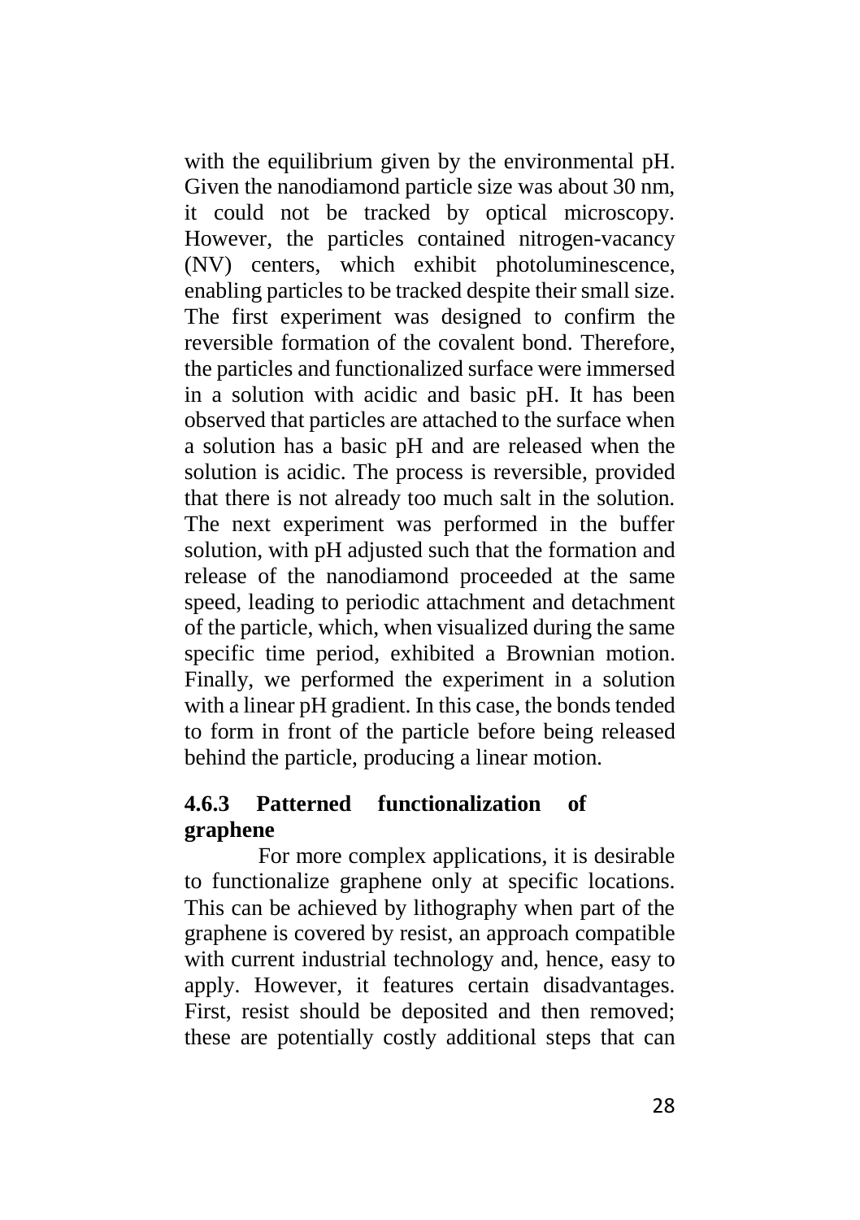with the equilibrium given by the environmental pH. Given the nanodiamond particle size was about 30 nm, it could not be tracked by optical microscopy. However, the particles contained nitrogen-vacancy (NV) centers, which exhibit photoluminescence, enabling particles to be tracked despite their small size. The first experiment was designed to confirm the reversible formation of the covalent bond. Therefore, the particles and functionalized surface were immersed in a solution with acidic and basic pH. It has been observed that particles are attached to the surface when a solution has a basic pH and are released when the solution is acidic. The process is reversible, provided that there is not already too much salt in the solution. The next experiment was performed in the buffer solution, with pH adjusted such that the formation and release of the nanodiamond proceeded at the same speed, leading to periodic attachment and detachment of the particle, which, when visualized during the same specific time period, exhibited a Brownian motion. Finally, we performed the experiment in a solution with a linear pH gradient. In this case, the bonds tended to form in front of the particle before being released behind the particle, producing a linear motion.

### 4.6.3 Patterned functionalization of graphene

For more complex applications, it is desirable to functionalize graphene only at specific locations. This can be achieved by lithography when part of the graphene is covered by resist, an approach compatible with current industrial technology and, hence, easy to apply. However, it features certain disadvantages. First, resist should be deposited and then removed; these are potentially costly additional steps that can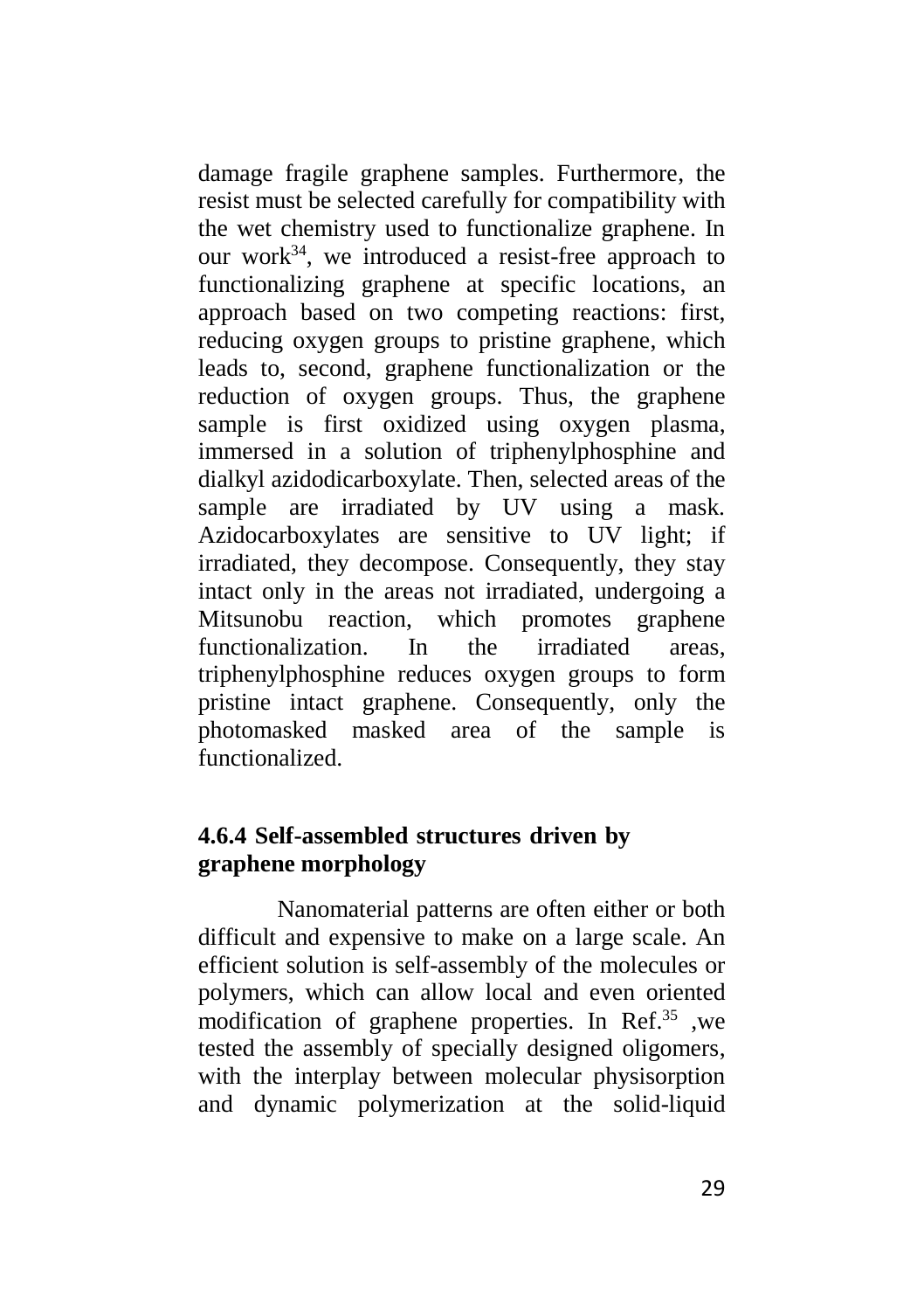damage fragile graphene samples. Furthermore, the resist must be selected carefully for compatibility with the wet chemistry used to functionalize graphene. In our work[34], we introduced a resist-free approach to functionalizing graphene at specific locations, an approach based on two competing reactions: first, reducing oxygen groups to pristine graphene, which leads to, second, graphene functionalization or the reduction of oxygen groups. Thus, the graphene sample is first oxidized using oxygen plasma, immersed in a solution of triphenylphosphine and dialkyl azidodicarboxylate. Then, selected areas of the sample are irradiated by UV using a mask. Azidocarboxylates are sensitive to UV light; if irradiated, they decompose. Consequently, they stay intact only in the areas not irradiated, undergoing a Mitsunobu reaction, which promotes graphene functionalization. In the irradiated areas, triphenylphosphine reduces oxygen groups to form pristine intact graphene. Consequently, only the photomasked masked area of the sample is functionalized.

### 4.6.4 Self-assembled structures driven by graphene morphology

Nanomaterial patterns are often either or both difficult and expensive to make on a large scale. An efficient solution is self-assembly of the molecules or polymers, which can allow local and even oriented modification of graphene properties. In Ref.[35] ,we tested the assembly of specially designed oligomers, with the interplay between molecular physisorption and dynamic polymerization at the solid-liquid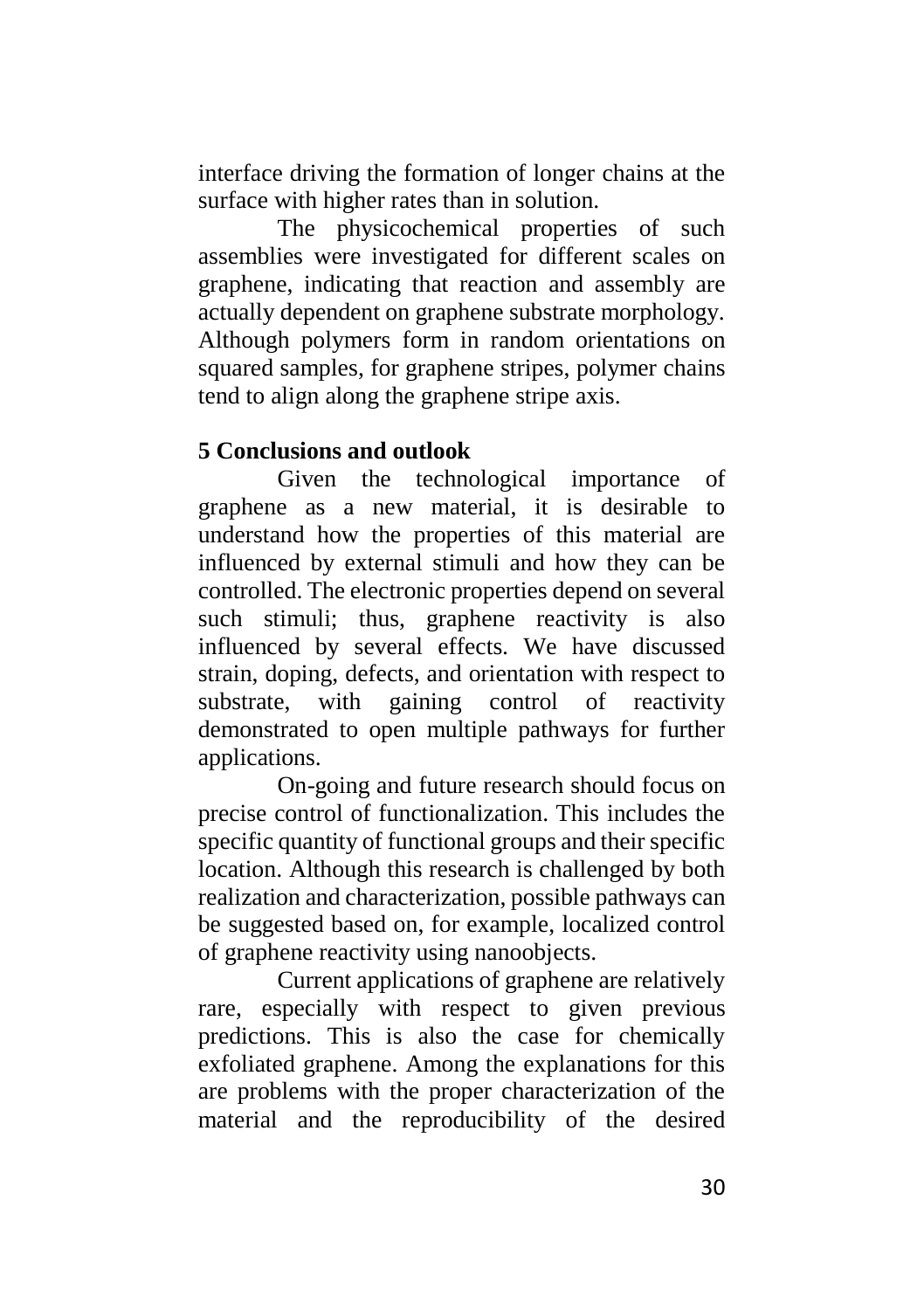interface driving the formation of longer chains at the surface with higher rates than in solution.

The physicochemical properties of such assemblies were investigated for different scales on graphene, indicating that reaction and assembly are actually dependent on graphene substrate morphology. Although polymers form in random orientations on squared samples, for graphene stripes, polymer chains tend to align along the graphene stripe axis.

## 5 Conclusions and outlook

Given the technological importance of graphene as a new material, it is desirable to understand how the properties of this material are influenced by external stimuli and how they can be controlled. The electronic properties depend on several such stimuli; thus, graphene reactivity is also influenced by several effects. We have discussed strain, doping, defects, and orientation with respect to substrate, with gaining control of reactivity demonstrated to open multiple pathways for further applications.

On-going and future research should focus on precise control of functionalization. This includes the specific quantity of functional groups and their specific location. Although this research is challenged by both realization and characterization, possible pathways can be suggested based on, for example, localized control of graphene reactivity using nanoobjects.

Current applications of graphene are relatively rare, especially with respect to given previous predictions. This is also the case for chemically exfoliated graphene. Among the explanations for this are problems with the proper characterization of the material and the reproducibility of the desired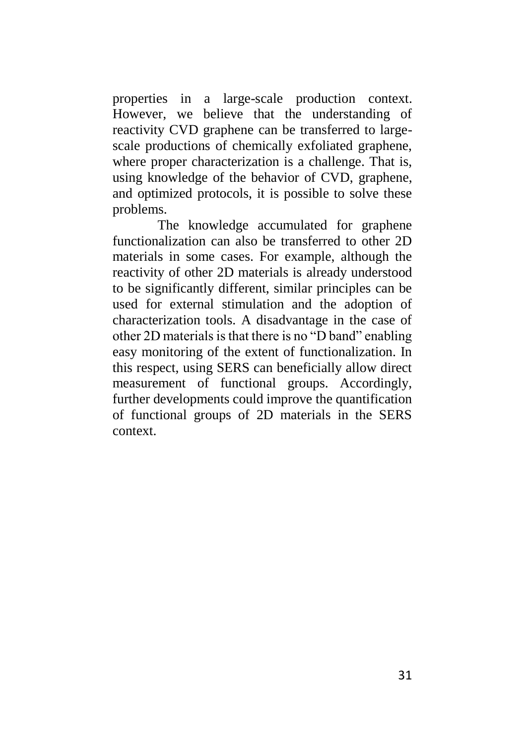properties in a large-scale production context. However, we believe that the understanding of reactivity CVD graphene can be transferred to large-scale productions of chemically exfoliated graphene, where proper characterization is a challenge. That is, using knowledge of the behavior of CVD, graphene, and optimized protocols, it is possible to solve these problems.

The knowledge accumulated for graphene functionalization can also be transferred to other 2D materials in some cases. For example, although the reactivity of other 2D materials is already understood to be significantly different, similar principles can be used for external stimulation and the adoption of characterization tools. A disadvantage in the case of other 2D materials is that there is no "D band" enabling easy monitoring of the extent of functionalization. In this respect, using SERS can beneficially allow direct measurement of functional groups. Accordingly, further developments could improve the quantification of functional groups of 2D materials in the SERS context.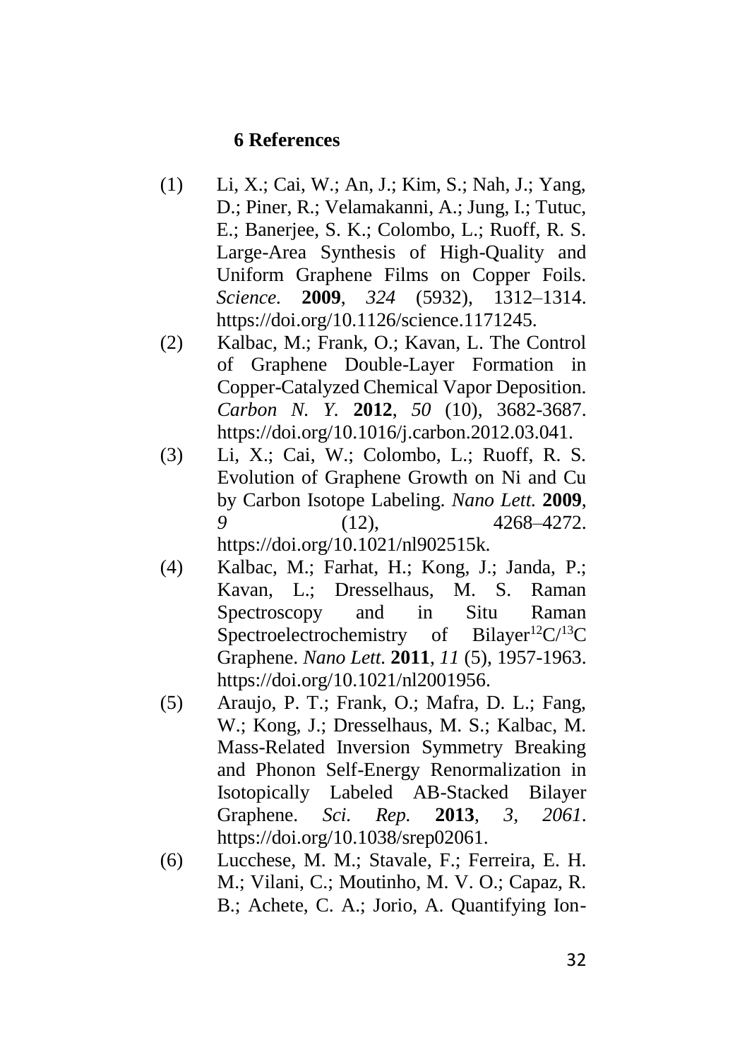## 6 References

(1) Li, X.; Cai, W.; An, J.; Kim, S.; Nah, J.; Yang, D.; Piner, R.; Velamakanni, A.; Jung, I.; Tutuc, E.; Banerjee, S. K.; Colombo, L.; Ruoff, R. S. Large-Area Synthesis of High-Quality and Uniform Graphene Films on Copper Foils. *Science*. **2009**, *324* (5932), 1312–1314. https://doi.org/10.1126/science.1171245.

(2) Kalbac, M.; Frank, O.; Kavan, L. The Control of Graphene Double-Layer Formation in Copper-Catalyzed Chemical Vapor Deposition. *Carbon N. Y.* **2012**, *50* (10), 3682-3687. https://doi.org/10.1016/j.carbon.2012.03.041.

(3) Li, X.; Cai, W.; Colombo, L.; Ruoff, R. S. Evolution of Graphene Growth on Ni and Cu by Carbon Isotope Labeling. *Nano Lett.* **2009**, *9* (12), 4268–4272. https://doi.org/10.1021/nl902515k.

(4) Kalbac, M.; Farhat, H.; Kong, J.; Janda, P.; Kavan, L.; Dresselhaus, M. S. Raman Spectroscopy and in Situ Raman Spectroelectrochemistry of Bilayer $^{12}C/^{13}C$ Graphene. *Nano Lett.* **2011**, *11* (5), 1957-1963. https://doi.org/10.1021/nl2001956.

(5) Araujo, P. T.; Frank, O.; Mafra, D. L.; Fang, W.; Kong, J.; Dresselhaus, M. S.; Kalbac, M. Mass-Related Inversion Symmetry Breaking and Phonon Self-Energy Renormalization in Isotopically Labeled AB-Stacked Bilayer Graphene. *Sci. Rep.* **2013**, *3, 2061*. https://doi.org/10.1038/srep02061.

(6) Lucchese, M. M.; Stavale, F.; Ferreira, E. H. M.; Vilani, C.; Moutinho, M. V. O.; Capaz, R. B.; Achete, C. A.; Jorio, A. Quantifying Ion-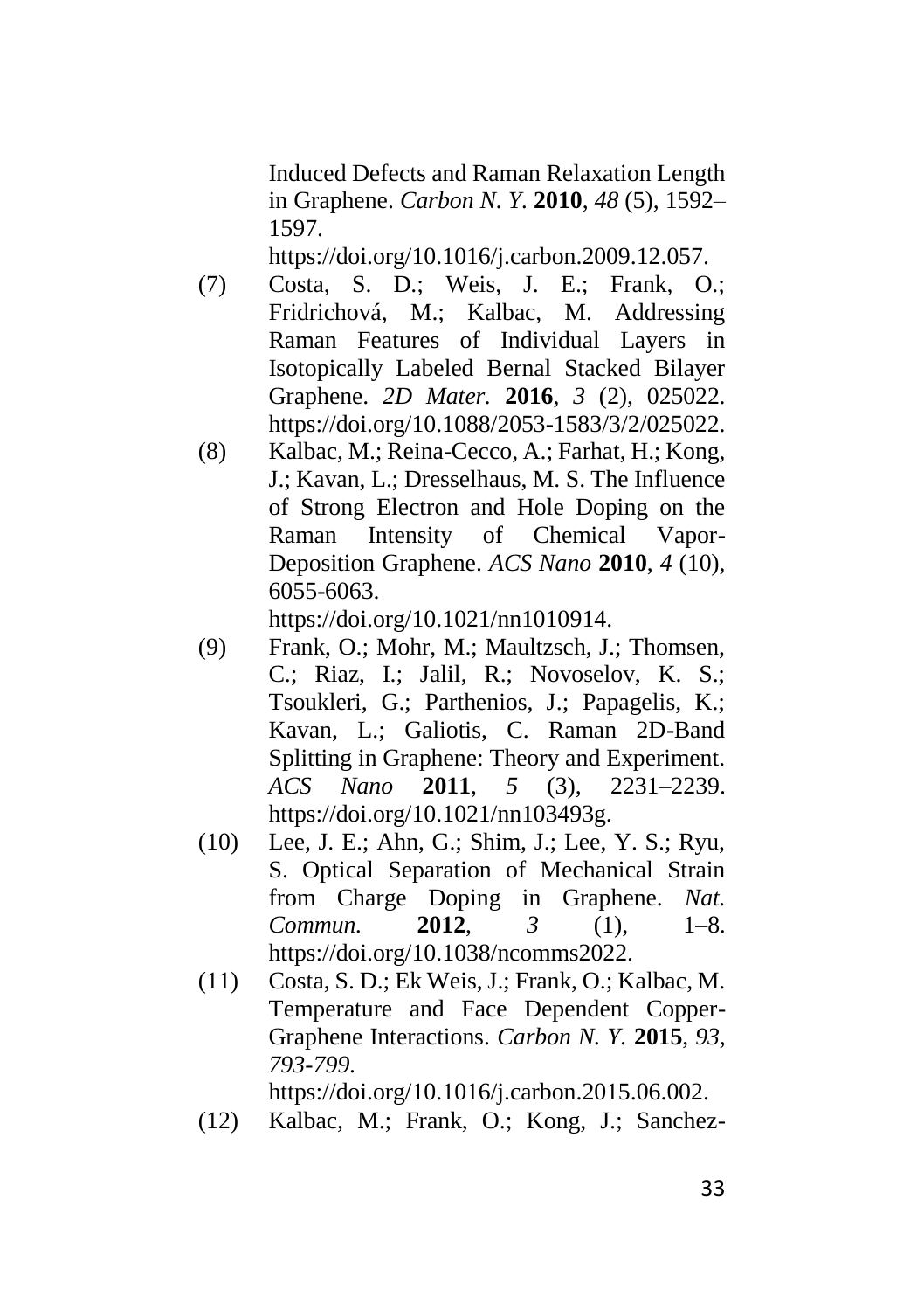Induced Defects and Raman Relaxation Length in Graphene. *Carbon N. Y.* **2010**, *48* (5), 1592–1597. https://doi.org/10.1016/j.carbon.2009.12.057.

(7) Costa, S. D.; Weis, J. E.; Frank, O.; Fridrichová, M.; Kalbac, M. Addressing Raman Features of Individual Layers in Isotopically Labeled Bernal Stacked Bilayer Graphene. *2D Mater.* **2016**, *3* (2), 025022. https://doi.org/10.1088/2053-1583/3/2/025022.

(8) Kalbac, M.; Reina-Cecco, A.; Farhat, H.; Kong, J.; Kavan, L.; Dresselhaus, M. S. The Influence of Strong Electron and Hole Doping on the Raman Intensity of Chemical Vapor-Deposition Graphene. *ACS Nano* **2010**, *4* (10), 6055-6063. https://doi.org/10.1021/nn1010914.

(9) Frank, O.; Mohr, M.; Maultzsch, J.; Thomsen, C.; Riaz, I.; Jalil, R.; Novoselov, K. S.; Tsoukleri, G.; Parthenios, J.; Papagelis, K.; Kavan, L.; Galiotis, C. Raman 2D-Band Splitting in Graphene: Theory and Experiment. *ACS Nano* **2011**, *5* (3), 2231–2239. https://doi.org/10.1021/nn103493g.

(10) Lee, J. E.; Ahn, G.; Shim, J.; Lee, Y. S.; Ryu, S. Optical Separation of Mechanical Strain from Charge Doping in Graphene. *Nat. Commun.* **2012**, *3* (1), 1–8. https://doi.org/10.1038/ncomms2022.

(11) Costa, S. D.; Ek Weis, J.; Frank, O.; Kalbac, M. Temperature and Face Dependent Copper-Graphene Interactions. *Carbon N. Y.* **2015**, *93, 793-799.* https://doi.org/10.1016/j.carbon.2015.06.002.

(12) Kalbac, M.; Frank, O.; Kong, J.; Sanchez-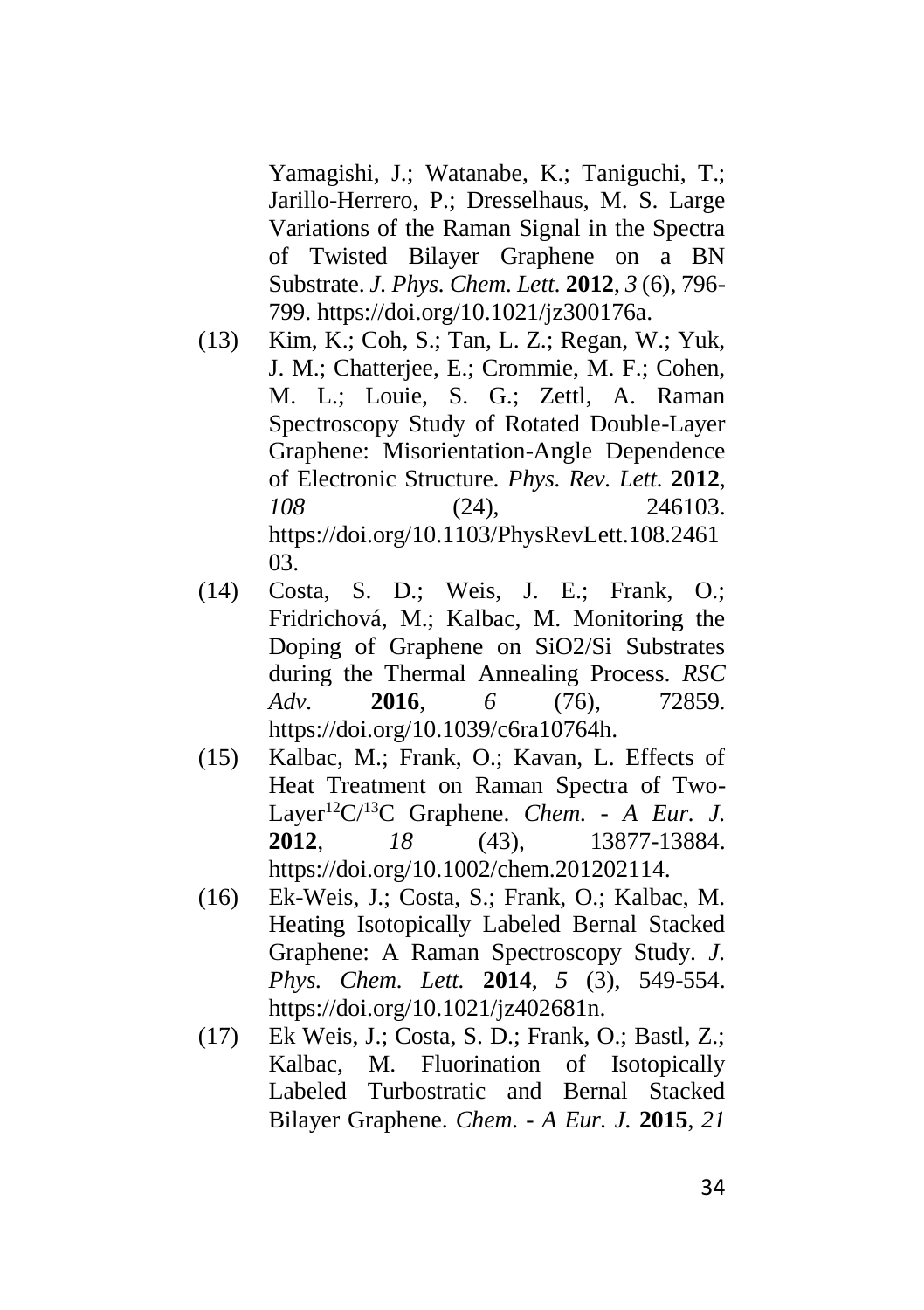Yamagishi, J.; Watanabe, K.; Taniguchi, T.; Jarillo-Herrero, P.; Dresselhaus, M. S. Large Variations of the Raman Signal in the Spectra of Twisted Bilayer Graphene on a BN Substrate. *J. Phys. Chem. Lett.* **2012**, *3* (6), 796-799. https://doi.org/10.1021/jz300176a.

(13) Kim, K.; Coh, S.; Tan, L. Z.; Regan, W.; Yuk, J. M.; Chatterjee, E.; Crommie, M. F.; Cohen, M. L.; Louie, S. G.; Zettl, A. Raman Spectroscopy Study of Rotated Double-Layer Graphene: Misorientation-Angle Dependence of Electronic Structure. *Phys. Rev. Lett.* **2012**, *108* (24), 246103. https://doi.org/10.1103/PhysRevLett.108.246103.

(14) Costa, S. D.; Weis, J. E.; Frank, O.; Fridrichová, M.; Kalbac, M. Monitoring the Doping of Graphene on SiO2/Si Substrates during the Thermal Annealing Process. *RSC Adv.* **2016**, *6* (76), 72859. https://doi.org/10.1039/c6ra10764h.

(15) Kalbac, M.; Frank, O.; Kavan, L. Effects of Heat Treatment on Raman Spectra of Two-Layer $^{12}C/^{13}C$ Graphene. *Chem. - A Eur. J.* **2012**, *18* (43), 13877-13884. https://doi.org/10.1002/chem.201202114.

(16) Ek-Weis, J.; Costa, S.; Frank, O.; Kalbac, M. Heating Isotopically Labeled Bernal Stacked Graphene: A Raman Spectroscopy Study. *J. Phys. Chem. Lett.* **2014**, *5* (3), 549-554. https://doi.org/10.1021/jz402681n.

(17) Ek Weis, J.; Costa, S. D.; Frank, O.; Bastl, Z.; Kalbac, M. Fluorination of Isotopically Labeled Turbostratic and Bernal Stacked Bilayer Graphene. *Chem. - A Eur. J.* **2015**, *21*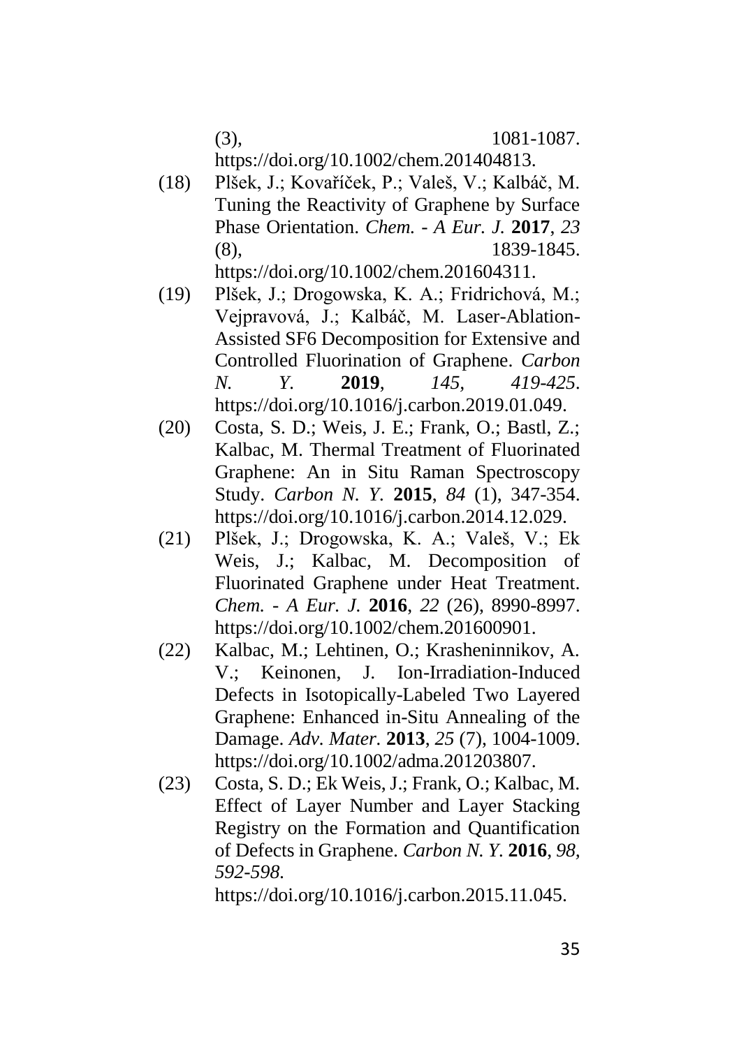(3), 1081-1087. https://doi.org/10.1002/chem.201404813.

(18) Plšek, J.; Kovaříček, P.; Valeš, V.; Kalbáč, M. Tuning the Reactivity of Graphene by Surface Phase Orientation. *Chem. - A Eur. J.* **2017**, *23* (8), 1839-1845. https://doi.org/10.1002/chem.201604311.

(19) Plšek, J.; Drogowska, K. A.; Fridrichová, M.; Vejpravová, J.; Kalbáč, M. Laser-Ablation-Assisted SF6 Decomposition for Extensive and Controlled Fluorination of Graphene. *Carbon N. Y.* **2019**, *145, 419-425*. https://doi.org/10.1016/j.carbon.2019.01.049.

(20) Costa, S. D.; Weis, J. E.; Frank, O.; Bastl, Z.; Kalbac, M. Thermal Treatment of Fluorinated Graphene: An in Situ Raman Spectroscopy Study. *Carbon N. Y.* **2015**, *84* (1), 347-354. https://doi.org/10.1016/j.carbon.2014.12.029.

(21) Plšek, J.; Drogowska, K. A.; Valeš, V.; Ek Weis, J.; Kalbac, M. Decomposition of Fluorinated Graphene under Heat Treatment. *Chem. - A Eur. J.* **2016**, *22* (26), 8990-8997. https://doi.org/10.1002/chem.201600901.

(22) Kalbac, M.; Lehtinen, O.; Krasheninnikov, A. V.; Keinonen, J. Ion-Irradiation-Induced Defects in Isotopically-Labeled Two Layered Graphene: Enhanced in-Situ Annealing of the Damage. *Adv. Mater.* **2013**, *25* (7), 1004-1009. https://doi.org/10.1002/adma.201203807.

(23) Costa, S. D.; Ek Weis, J.; Frank, O.; Kalbac, M. Effect of Layer Number and Layer Stacking Registry on the Formation and Quantification of Defects in Graphene. *Carbon N. Y.* **2016**, *98, 592-598*. https://doi.org/10.1016/j.carbon.2015.11.045.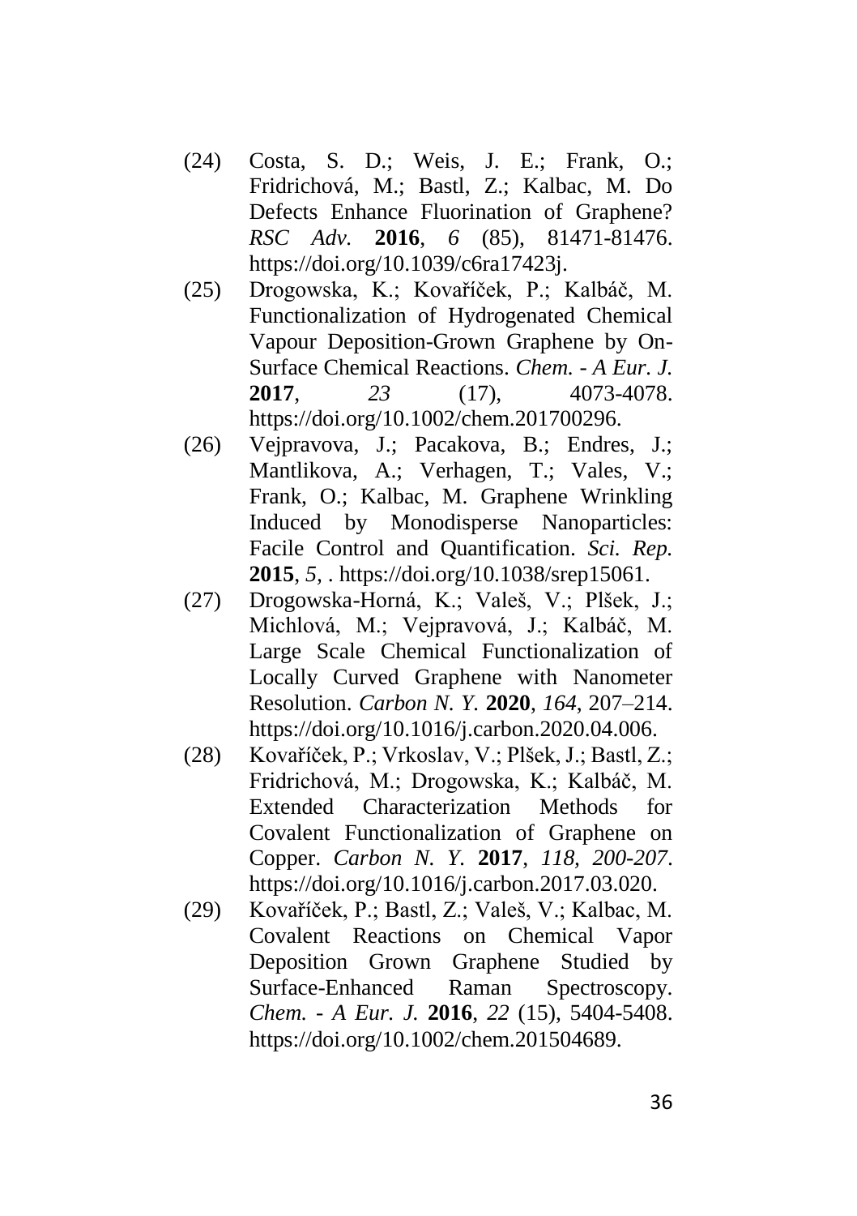(24) Costa, S. D.; Weis, J. E.; Frank, O.; Fridrichová, M.; Bastl, Z.; Kalbac, M. Do Defects Enhance Fluorination of Graphene? *RSC Adv.* **2016**, *6* (85), 81471-81476. https://doi.org/10.1039/c6ra17423j.

(25) Drogowska, K.; Kovaříček, P.; Kalbáč, M. Functionalization of Hydrogenated Chemical Vapour Deposition-Grown Graphene by On-Surface Chemical Reactions. *Chem. - A Eur. J.* **2017**, *23* (17), 4073-4078. https://doi.org/10.1002/chem.201700296.

(26) Vejpravova, J.; Pacakova, B.; Endres, J.; Mantlikova, A.; Verhagen, T.; Vales, V.; Frank, O.; Kalbac, M. Graphene Wrinkling Induced by Monodisperse Nanoparticles: Facile Control and Quantification. *Sci. Rep.* **2015**, *5*, . https://doi.org/10.1038/srep15061.

(27) Drogowska-Horná, K.; Valeš, V.; Plšek, J.; Michlová, M.; Vejpravová, J.; Kalbáč, M. Large Scale Chemical Functionalization of Locally Curved Graphene with Nanometer Resolution. *Carbon N. Y.* **2020**, *164*, 207–214. https://doi.org/10.1016/j.carbon.2020.04.006.

(28) Kovaříček, P.; Vrkoslav, V.; Plšek, J.; Bastl, Z.; Fridrichová, M.; Drogowska, K.; Kalbáč, M. Extended Characterization Methods for Covalent Functionalization of Graphene on Copper. *Carbon N. Y.* **2017**, *118, 200-207*. https://doi.org/10.1016/j.carbon.2017.03.020.

(29) Kovaříček, P.; Bastl, Z.; Valeš, V.; Kalbac, M. Covalent Reactions on Chemical Vapor Deposition Grown Graphene Studied by Surface-Enhanced Raman Spectroscopy. *Chem. - A Eur. J.* **2016**, *22* (15), 5404-5408. https://doi.org/10.1002/chem.201504689.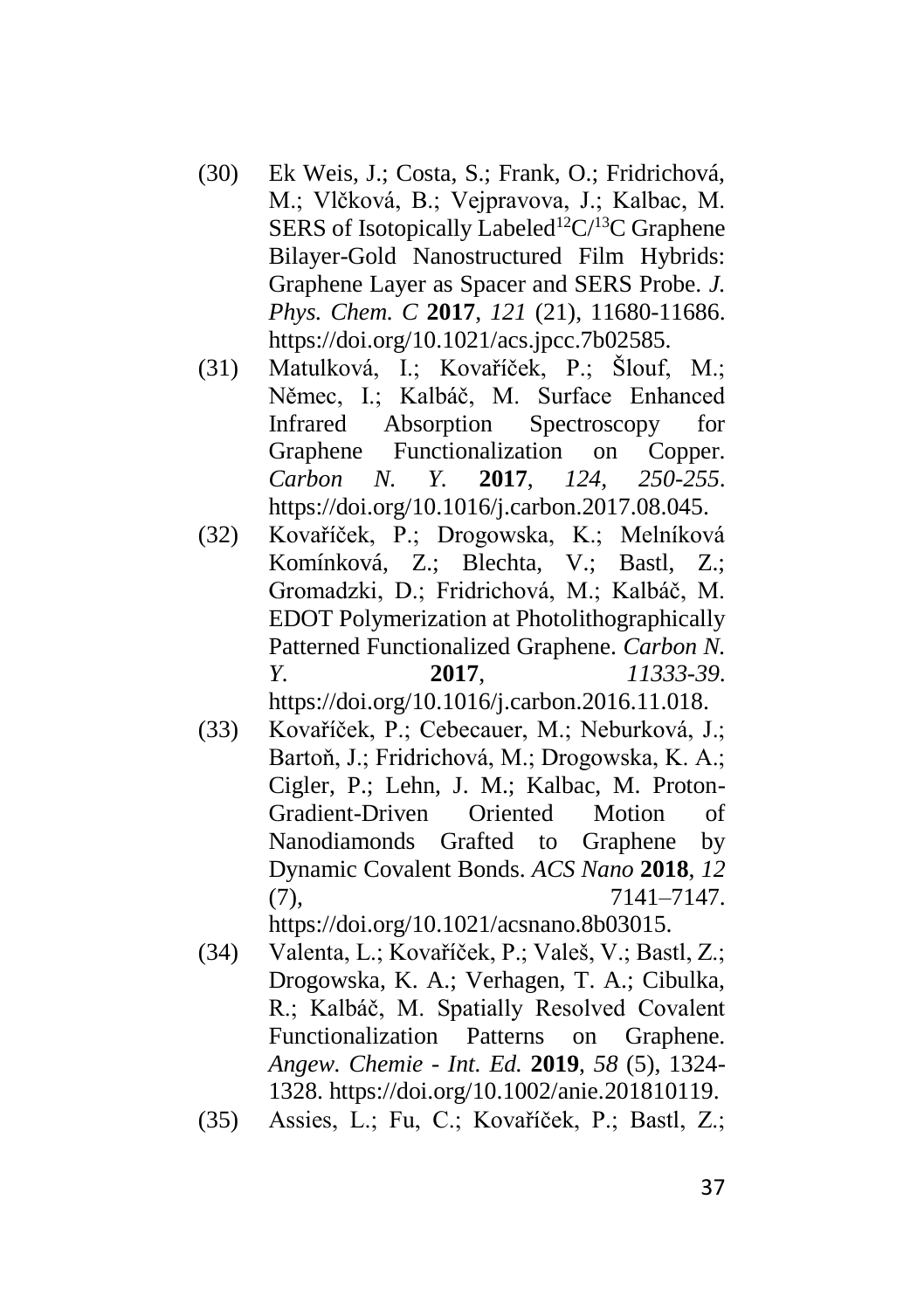(30) Ek Weis, J.; Costa, S.; Frank, O.; Fridrichová, M.; Vlčková, B.; Vejpravova, J.; Kalbac, M. SERS of Isotopically Labeled $^{12}C/^{13}C$ Graphene Bilayer-Gold Nanostructured Film Hybrids: Graphene Layer as Spacer and SERS Probe. *J. Phys. Chem. C* **2017**, *121* (21), 11680-11686. https://doi.org/10.1021/acs.jpcc.7b02585.

(31) Matulková, I.; Kovaříček, P.; Šlouf, M.; Němec, I.; Kalbáč, M. Surface Enhanced Infrared Absorption Spectroscopy for Graphene Functionalization on Copper. *Carbon N. Y.* **2017**, *124*, *250-255*. https://doi.org/10.1016/j.carbon.2017.08.045.

(32) Kovaříček, P.; Drogowska, K.; Melníková Komínková, Z.; Blechta, V.; Bastl, Z.; Gromadzki, D.; Fridrichová, M.; Kalbáč, M. EDOT Polymerization at Photolithographically Patterned Functionalized Graphene. *Carbon N. Y.* **2017**, *11333-39*. https://doi.org/10.1016/j.carbon.2016.11.018.

(33) Kovaříček, P.; Cebecauer, M.; Neburková, J.; Bartoň, J.; Fridrichová, M.; Drogowska, K. A.; Cigler, P.; Lehn, J. M.; Kalbac, M. Proton-Gradient-Driven Oriented Motion of Nanodiamonds Grafted to Graphene by Dynamic Covalent Bonds. *ACS Nano* **2018**, *12* (7), 7141–7147. https://doi.org/10.1021/acsnano.8b03015.

(34) Valenta, L.; Kovaříček, P.; Valeš, V.; Bastl, Z.; Drogowska, K. A.; Verhagen, T. A.; Cibulka, R.; Kalbáč, M. Spatially Resolved Covalent Functionalization Patterns on Graphene. *Angew. Chemie - Int. Ed.* **2019**, *58* (5), 1324-1328. https://doi.org/10.1002/anie.201810119.

(35) Assies, L.; Fu, C.; Kovaříček, P.; Bastl, Z.;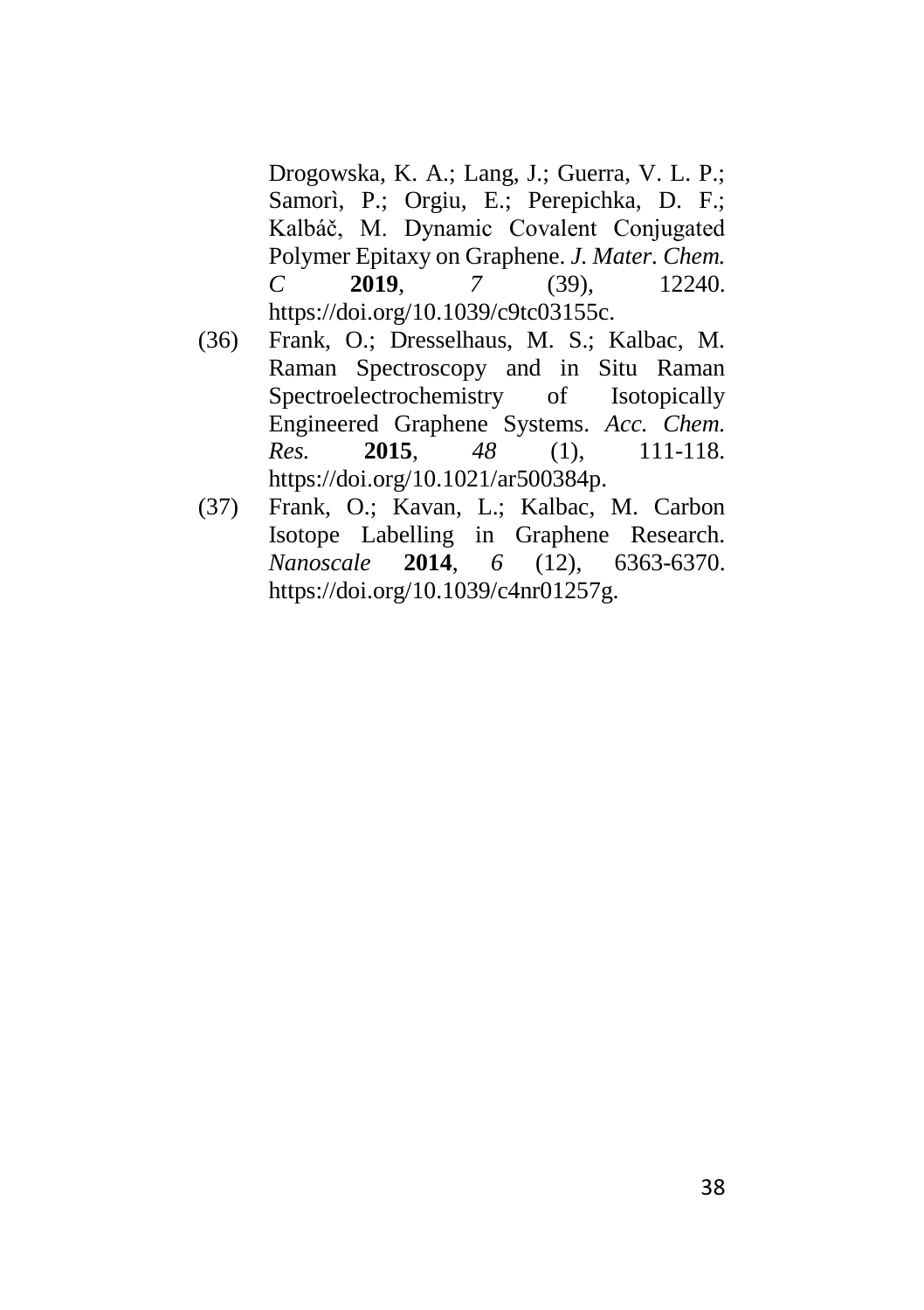Drogowska, K. A.; Lang, J.; Guerra, V. L. P.; Samorì, P.; Orgiu, E.; Perepichka, D. F.; Kalbáč, M. Dynamic Covalent Conjugated Polymer Epitaxy on Graphene. *J. Mater. Chem. C* **2019**, *7* (39), 12240. https://doi.org/10.1039/c9tc03155c.

(36) Frank, O.; Dresselhaus, M. S.; Kalbac, M. Raman Spectroscopy and in Situ Raman Spectroelectrochemistry of Isotopically Engineered Graphene Systems. *Acc. Chem. Res.* **2015**, *48* (1), 111-118. https://doi.org/10.1021/ar500384p.

(37) Frank, O.; Kavan, L.; Kalbac, M. Carbon Isotope Labelling in Graphene Research. *Nanoscale* **2014**, *6* (12), 6363-6370. https://doi.org/10.1039/c4nr01257g.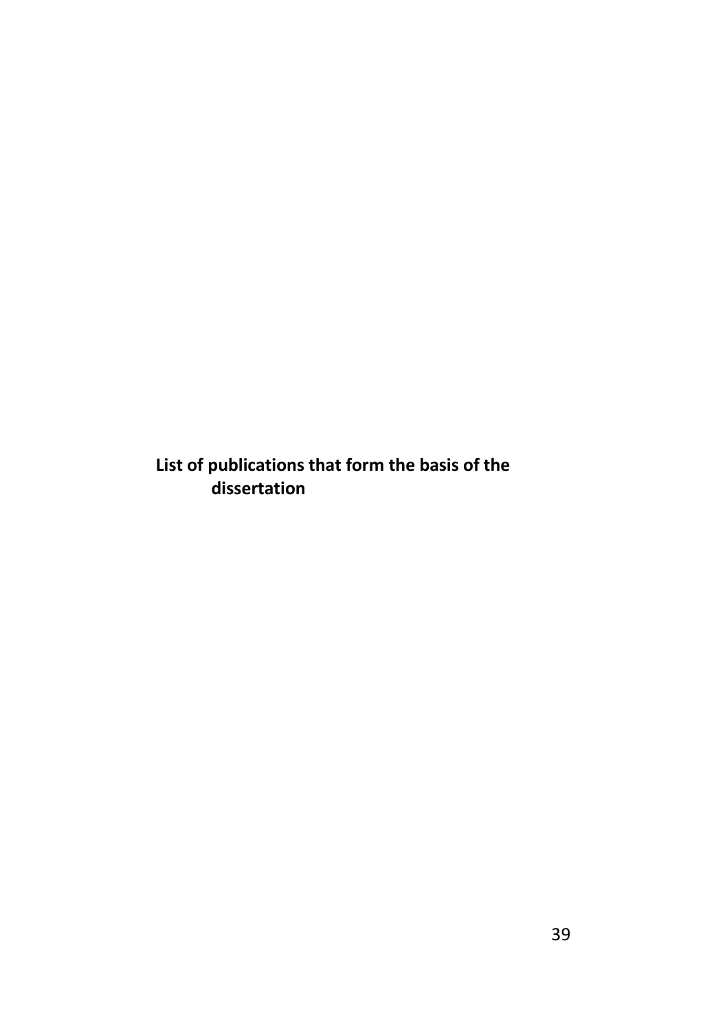# List of publications that form the basis of the dissertation